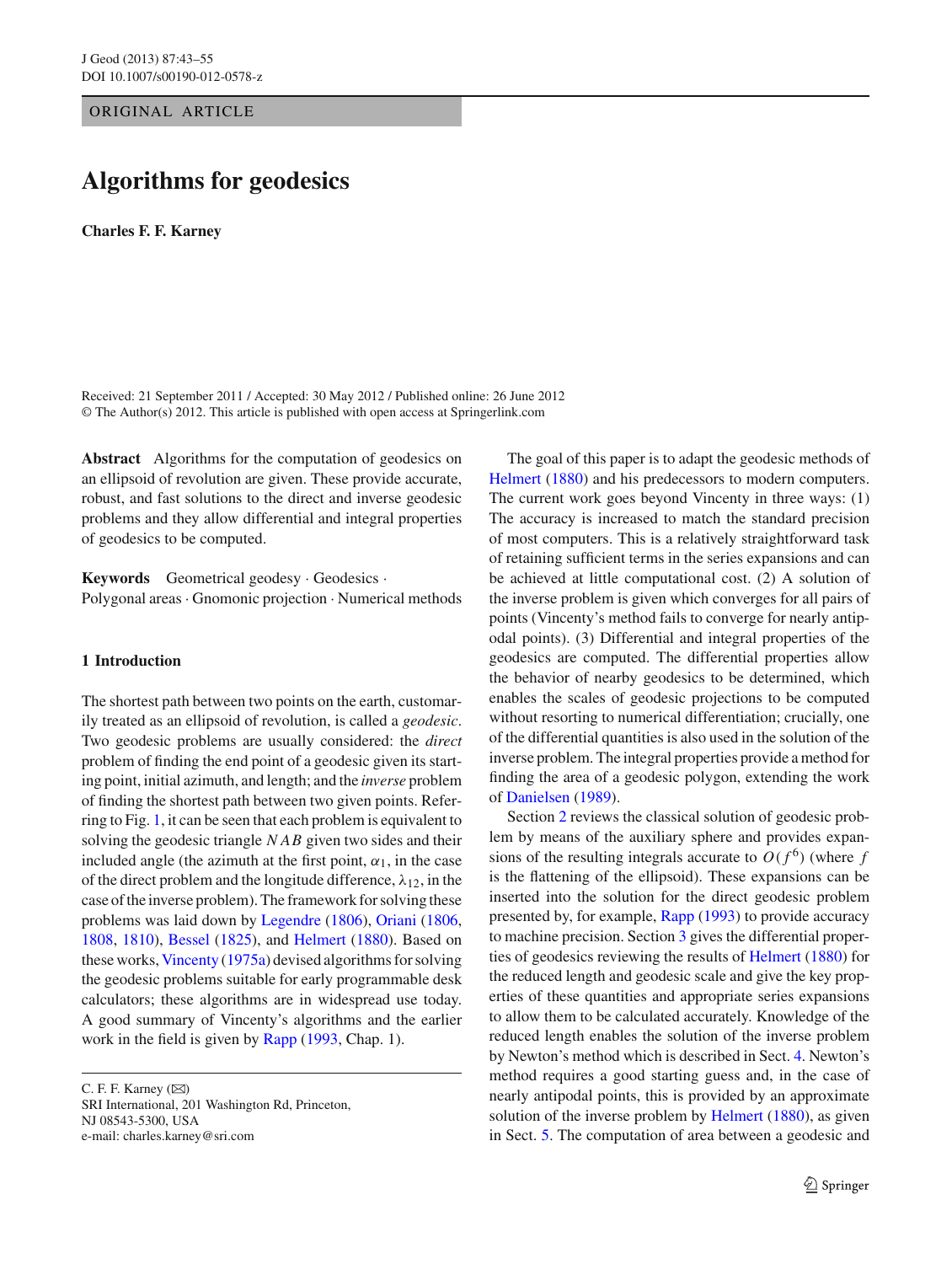ORIGINAL ARTICLE

# Algorithms for geodesics

**Charles F. F. Karney**

Received: 21 September 2011 / Accepted: 30 May 2012 / Published online: 26 June 2012
© The Author(s) 2012. This article is published with open access at Springerlink.com

**Abstract** Algorithms for the computation of geodesics on an ellipsoid of revolution are given. These provide accurate, robust, and fast solutions to the direct and inverse geodesic problems and they allow differential and integral properties of geodesics to be computed.

**Keywords** Geometrical geodesy · Geodesics · Polygonal areas · Gnomonic projection · Numerical methods

## 1 Introduction

The shortest path between two points on the earth, customarily treated as an ellipsoid of revolution, is called a *geodesic*. Two geodesic problems are usually considered: the *direct* problem of finding the end point of a geodesic given its starting point, initial azimuth, and length; and the *inverse* problem of finding the shortest path between two given points. Referring to Fig. 1, it can be seen that each problem is equivalent to solving the geodesic triangle $NAB$ given two sides and their included angle (the azimuth at the first point, $\alpha_1$, in the case of the direct problem and the longitude difference, $\lambda_{12}$, in the case of the inverse problem). The framework for solving these problems was laid down by Legendre (1806), Oriani (1806, 1808, 1810), Bessel (1825), and Helmert (1880). Based on these works, Vincenty (1975a) devised algorithms for solving the geodesic problems suitable for early programmable desk calculators; these algorithms are in widespread use today. A good summary of Vincenty's algorithms and the earlier work in the field is given by Rapp (1993, Chap. 1).

The goal of this paper is to adapt the geodesic methods of Helmert (1880) and his predecessors to modern computers. The current work goes beyond Vincenty in three ways: (1) The accuracy is increased to match the standard precision of most computers. This is a relatively straightforward task of retaining sufficient terms in the series expansions and can be achieved at little computational cost. (2) A solution of the inverse problem is given which converges for all pairs of points (Vincenty's method fails to converge for nearly antipodal points). (3) Differential and integral properties of the geodesics are computed. The differential properties allow the behavior of nearby geodesics to be determined, which enables the scales of geodesic projections to be computed without resorting to numerical differentiation; crucially, one of the differential quantities is also used in the solution of the inverse problem. The integral properties provide a method for finding the area of a geodesic polygon, extending the work of Danielsen (1989).

Section 2 reviews the classical solution of geodesic problem by means of the auxiliary sphere and provides expansions of the resulting integrals accurate to $O(f^6)$ (where $f$ is the flattening of the ellipsoid). These expansions can be inserted into the solution for the direct geodesic problem presented by, for example, Rapp (1993) to provide accuracy to machine precision. Section 3 gives the differential properties of geodesics reviewing the results of Helmert (1880) for the reduced length and geodesic scale and give the key properties of these quantities and appropriate series expansions to allow them to be calculated accurately. Knowledge of the reduced length enables the solution of the inverse problem by Newton's method which is described in Sect. 4. Newton's method requires a good starting guess and, in the case of nearly antipodal points, this is provided by an approximate solution of the inverse problem by Helmert (1880), as given in Sect. 5. The computation of area between a geodesic and

C. F. F. Karney (✉)
SRI International, 201 Washington Rd, Princeton, NJ 08543-5300, USA
e-mail: charles.karney@sri.com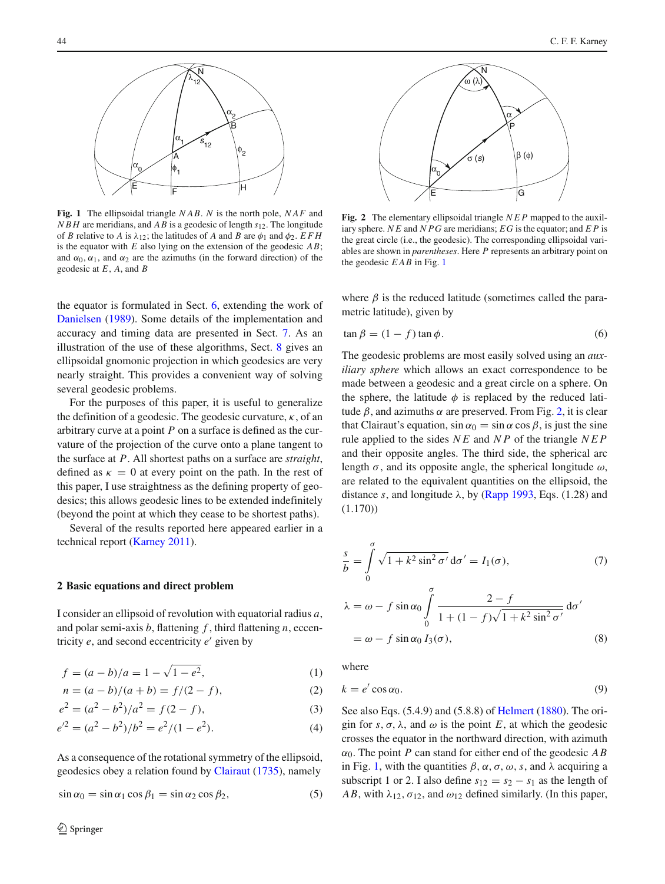**Fig. 1** The ellipsoidal triangle $NAB$. $N$ is the north pole, $NAF$ and $NBH$ are meridians, and $AB$ is a geodesic of length $s_{12}$. The longitude of $B$ relative to $A$ is $\lambda_{12}$; the latitudes of $A$ and $B$ are $\phi_1$ and $\phi_2$. $EFH$ is the equator with $E$ also lying on the extension of the geodesic $AB$; and $\alpha_0$, $\alpha_1$, and $\alpha_2$ are the azimuths (in the forward direction) of the geodesic at $E$, $A$, and $B$

**Fig. 2** The elementary ellipsoidal triangle $NEP$ mapped to the auxiliary sphere. $NE$ and $NPG$ are meridians; $EG$ is the equator; and $EP$ is the great circle (i.e., the geodesic). The corresponding ellipsoidal variables are shown in *parentheses*. Here $P$ represents an arbitrary point on the geodesic $EAB$ in Fig. 1

the equator is formulated in Sect. 6, extending the work of Danielsen (1989). Some details of the implementation and accuracy and timing data are presented in Sect. 7. As an illustration of the use of these algorithms, Sect. 8 gives an ellipsoidal gnomonic projection in which geodesics are very nearly straight. This provides a convenient way of solving several geodesic problems.

For the purposes of this paper, it is useful to generalize the definition of a geodesic. The geodesic curvature, $\kappa$, of an arbitrary curve at a point $P$ on a surface is defined as the curvature of the projection of the curve onto a plane tangent to the surface at $P$. All shortest paths on a surface are *straight*, defined as $\kappa = 0$ at every point on the path. In the rest of this paper, I use straightness as the defining property of geodesics; this allows geodesic lines to be extended indefinitely (beyond the point at which they cease to be shortest paths).

Several of the results reported here appeared earlier in a technical report (Karney 2011).

## 2 Basic equations and direct problem

I consider an ellipsoid of revolution with equatorial radius $a$, and polar semi-axis $b$, flattening $f$, third flattening $n$, eccentricity $e$, and second eccentricity $e'$ given by

$$f = (a - b)/a = 1 - \sqrt{1 - e^2}, \tag{1}$$

$$n = (a - b)/(a + b) = f/(2 - f), \tag{2}$$

$$e^2 = (a^2 - b^2)/a^2 = f(2 - f), \tag{3}$$

$$e'^2 = (a^2 - b^2)/b^2 = e^2/(1 - e^2). \tag{4}$$

As a consequence of the rotational symmetry of the ellipsoid, geodesics obey a relation found by Clairaut (1735), namely

$$\sin\alpha_0 = \sin\alpha_1 \cos\beta_1 = \sin\alpha_2 \cos\beta_2, \tag{5}$$

where $\beta$ is the reduced latitude (sometimes called the parametric latitude), given by

$$\tan\beta = (1 - f)\tan\phi. \tag{6}$$

The geodesic problems are most easily solved using an *auxiliary sphere* which allows an exact correspondence to be made between a geodesic and a great circle on a sphere. On the sphere, the latitude $\phi$ is replaced by the reduced latitude $\beta$, and azimuths $\alpha$ are preserved. From Fig. 2, it is clear that Clairaut's equation, $\sin\alpha_0 = \sin\alpha\cos\beta$, is just the sine rule applied to the sides $NE$ and $NP$ of the triangle $NEP$ and their opposite angles. The third side, the spherical arc length $\sigma$, and its opposite angle, the spherical longitude $\omega$, are related to the equivalent quantities on the ellipsoid, the distance $s$, and longitude $\lambda$, by (Rapp 1993, Eqs. (1.28) and (1.170))

$$\frac{s}{b} = \int_0^\sigma \sqrt{1 + k^2 \sin^2\sigma'}\, \mathrm{d}\sigma' = I_1(\sigma), \tag{7}$$

$$\begin{aligned}\lambda &= \omega - f\sin\alpha_0 \int_0^\sigma \frac{2 - f}{1 + (1 - f)\sqrt{1 + k^2\sin^2\sigma'}}\, \mathrm{d}\sigma' \\ &= \omega - f\sin\alpha_0\, I_3(\sigma),\end{aligned} \tag{8}$$

where

$$k = e'\cos\alpha_0. \tag{9}$$

See also Eqs. (5.4.9) and (5.8.8) of Helmert (1880). The origin for $s$, $\sigma$, $\lambda$, and $\omega$ is the point $E$, at which the geodesic crosses the equator in the northward direction, with azimuth $\alpha_0$. The point $P$ can stand for either end of the geodesic $AB$ in Fig. 1, with the quantities $\beta$, $\alpha$, $\sigma$, $\omega$, $s$, and $\lambda$ acquiring a subscript 1 or 2. I also define $s_{12} = s_2 - s_1$ as the length of $AB$, with $\lambda_{12}$, $\sigma_{12}$, and $\omega_{12}$ defined similarly. (In this paper,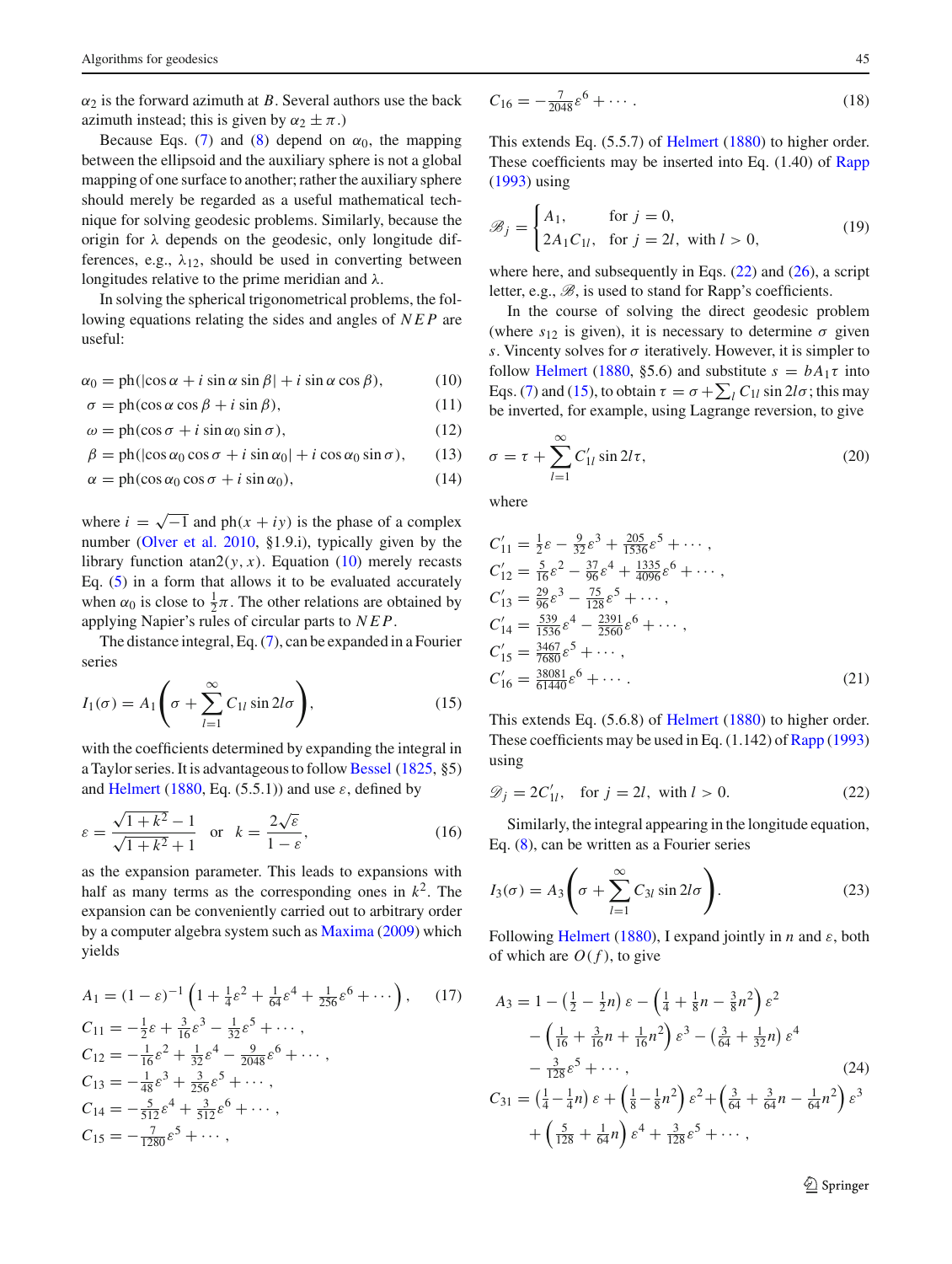$\alpha_2$ is the forward azimuth at $B$. Several authors use the back azimuth instead; this is given by $\alpha_2 \pm \pi$.)

Because Eqs. (7) and (8) depend on $\alpha_0$, the mapping between the ellipsoid and the auxiliary sphere is not a global mapping of one surface to another; rather the auxiliary sphere should merely be regarded as a useful mathematical technique for solving geodesic problems. Similarly, because the origin for $\lambda$ depends on the geodesic, only longitude differences, e.g., $\lambda_{12}$, should be used in converting between longitudes relative to the prime meridian and $\lambda$.

In solving the spherical trigonometrical problems, the following equations relating the sides and angles of $NEP$ are useful:

$$\alpha_0 = \mathrm{ph}(|\cos\alpha + i\sin\alpha\sin\beta| + i\sin\alpha\cos\beta), \tag{10}$$

$$\sigma = \mathrm{ph}(\cos\alpha\cos\beta + i\sin\beta), \tag{11}$$

$$\omega = \mathrm{ph}(\cos\sigma + i\sin\alpha_0\sin\sigma), \tag{12}$$

$$\beta = \mathrm{ph}(|\cos\alpha_0\cos\sigma + i\sin\alpha_0| + i\cos\alpha_0\sin\sigma), \tag{13}$$

$$\alpha = \mathrm{ph}(\cos\alpha_0\cos\sigma + i\sin\alpha_0), \tag{14}$$

where $i = \sqrt{-1}$ and $\mathrm{ph}(x + iy)$ is the phase of a complex number (Olver et al. 2010, §1.9.i), typically given by the library function $\mathrm{atan2}(y, x)$. Equation (10) merely recasts Eq. (5) in a form that allows it to be evaluated accurately when $\alpha_0$ is close to $\frac{1}{2}\pi$. The other relations are obtained by applying Napier's rules of circular parts to $NEP$.

The distance integral, Eq. (7), can be expanded in a Fourier series

$$I_1(\sigma) = A_1\left(\sigma + \sum_{l=1}^{\infty} C_{1l}\sin 2l\sigma\right), \tag{15}$$

with the coefficients determined by expanding the integral in a Taylor series. It is advantageous to follow Bessel (1825, §5) and Helmert (1880, Eq. (5.5.1)) and use $\epsilon$, defined by

$$\epsilon = \frac{\sqrt{1+k^2} - 1}{\sqrt{1+k^2} + 1} \quad \text{or} \quad k = \frac{2\sqrt{\epsilon}}{1-\epsilon}, \tag{16}$$

as the expansion parameter. This leads to expansions with half as many terms as the corresponding ones in $k^2$. The expansion can be conveniently carried out to arbitrary order by a computer algebra system such as Maxima (2009) which yields

$$A_1 = (1-\epsilon)^{-1}\left(1 + \tfrac{1}{4}\epsilon^2 + \tfrac{1}{64}\epsilon^4 + \tfrac{1}{256}\epsilon^6 + \cdots\right), \tag{17}$$

$$C_{11} = -\tfrac{1}{2}\epsilon + \tfrac{3}{16}\epsilon^3 - \tfrac{1}{32}\epsilon^5 + \cdots,$$

$$C_{12} = -\tfrac{1}{16}\epsilon^2 + \tfrac{1}{32}\epsilon^4 - \tfrac{9}{2048}\epsilon^6 + \cdots,$$

$$C_{13} = -\tfrac{1}{48}\epsilon^3 + \tfrac{3}{256}\epsilon^5 + \cdots,$$

$$C_{14} = -\tfrac{5}{512}\epsilon^4 + \tfrac{3}{512}\epsilon^6 + \cdots,$$

$$C_{15} = -\tfrac{7}{1280}\epsilon^5 + \cdots,$$

$$C_{16} = -\tfrac{7}{2048}\epsilon^6 + \cdots. \tag{18}$$

This extends Eq. (5.5.7) of Helmert (1880) to higher order. These coefficients may be inserted into Eq. (1.40) of Rapp (1993) using

$$\mathscr{B}_j = \begin{cases} A_1, & \text{for } j = 0, \\ 2A_1 C_{1l}, & \text{for } j = 2l, \text{ with } l > 0, \end{cases} \tag{19}$$

where here, and subsequently in Eqs. (22) and (26), a script letter, e.g., $\mathscr{B}$, is used to stand for Rapp's coefficients.

In the course of solving the direct geodesic problem (where $s_{12}$ is given), it is necessary to determine $\sigma$ given $s$. Vincenty solves for $\sigma$ iteratively. However, it is simpler to follow Helmert (1880, §5.6) and substitute $s = bA_1\tau$ into Eqs. (7) and (15), to obtain $\tau = \sigma + \sum_l C_{1l}\sin 2l\sigma$; this may be inverted, for example, using Lagrange reversion, to give

$$\sigma = \tau + \sum_{l=1}^{\infty} C'_{1l}\sin 2l\tau, \tag{20}$$

where

$$C'_{11} = \tfrac{1}{2}\epsilon - \tfrac{9}{32}\epsilon^3 + \tfrac{205}{1536}\epsilon^5 + \cdots,$$

$$C'_{12} = \tfrac{5}{16}\epsilon^2 - \tfrac{37}{96}\epsilon^4 + \tfrac{1335}{4096}\epsilon^6 + \cdots,$$

$$C'_{13} = \tfrac{29}{96}\epsilon^3 - \tfrac{75}{128}\epsilon^5 + \cdots,$$

$$C'_{14} = \tfrac{539}{1536}\epsilon^4 - \tfrac{2391}{2560}\epsilon^6 + \cdots,$$

$$C'_{15} = \tfrac{3467}{7680}\epsilon^5 + \cdots,$$

$$C'_{16} = \tfrac{38081}{61440}\epsilon^6 + \cdots. \tag{21}$$

This extends Eq. (5.6.8) of Helmert (1880) to higher order. These coefficients may be used in Eq. (1.142) of Rapp (1993) using

$$\mathscr{D}_j = 2C'_{1l}, \quad \text{for } j = 2l, \text{ with } l > 0. \tag{22}$$

Similarly, the integral appearing in the longitude equation, Eq. (8), can be written as a Fourier series

$$I_3(\sigma) = A_3\left(\sigma + \sum_{l=1}^{\infty} C_{3l}\sin 2l\sigma\right). \tag{23}$$

Following Helmert (1880), I expand jointly in $n$ and $\epsilon$, both of which are $O(f)$, to give

$$\begin{aligned} A_3 = 1 &- \left(\tfrac{1}{2} - \tfrac{1}{2}n\right)\epsilon - \left(\tfrac{1}{4} + \tfrac{1}{8}n - \tfrac{3}{8}n^2\right)\epsilon^2 \\ &- \left(\tfrac{1}{16} + \tfrac{3}{16}n + \tfrac{1}{16}n^2\right)\epsilon^3 - \left(\tfrac{3}{64} + \tfrac{1}{32}n\right)\epsilon^4 \\ &- \tfrac{3}{128}\epsilon^5 + \cdots, \end{aligned} \tag{24}$$

$$\begin{aligned} C_{31} = &\left(\tfrac{1}{4} - \tfrac{1}{4}n\right)\epsilon + \left(\tfrac{1}{8} - \tfrac{1}{8}n^2\right)\epsilon^2 + \left(\tfrac{3}{64} + \tfrac{3}{64}n - \tfrac{1}{64}n^2\right)\epsilon^3 \\ &+ \left(\tfrac{5}{128} + \tfrac{1}{64}n\right)\epsilon^4 + \tfrac{3}{128}\epsilon^5 + \cdots, \end{aligned}$$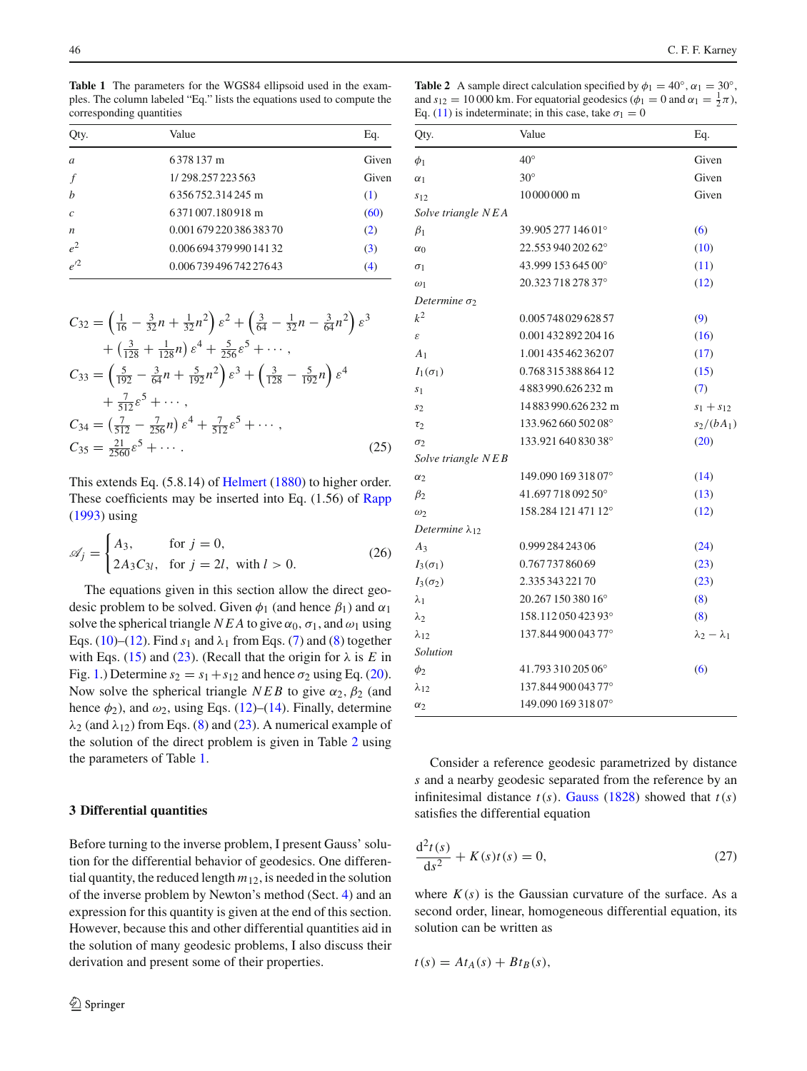**Table 1** The parameters for the WGS84 ellipsoid used in the examples. The column labeled "Eq." lists the equations used to compute the corresponding quantities

| Qty. | Value | Eq. |
|---|---|---|
| $a$ | 6 378 137 m | Given |
| $f$ | 1/ 298.257 223 563 | Given |
| $b$ | 6 356 752.314 245 m | (1) |
| $c$ | 6 371 007.180 918 m | (60) |
| $n$ | 0.001 679 220 386 383 70 | (2) |
| $e^2$ | 0.006 694 379 990 141 32 | (3) |
| $e'^2$ | 0.006 739 496 742 276 43 | (4) |

$$
\begin{aligned}
C_{32} &= \left(\tfrac{1}{16} - \tfrac{3}{32}n + \tfrac{1}{32}n^2\right)\varepsilon^2 + \left(\tfrac{3}{64} - \tfrac{1}{32}n - \tfrac{3}{64}n^2\right)\varepsilon^3 \\
&\quad + \left(\tfrac{3}{128} + \tfrac{1}{128}n\right)\varepsilon^4 + \tfrac{5}{256}\varepsilon^5 + \cdots, \\
C_{33} &= \left(\tfrac{5}{192} - \tfrac{3}{64}n + \tfrac{5}{192}n^2\right)\varepsilon^3 + \left(\tfrac{3}{128} - \tfrac{5}{192}n\right)\varepsilon^4 \\
&\quad + \tfrac{7}{512}\varepsilon^5 + \cdots, \\
C_{34} &= \left(\tfrac{7}{512} - \tfrac{7}{256}n\right)\varepsilon^4 + \tfrac{7}{512}\varepsilon^5 + \cdots, \\
C_{35} &= \tfrac{21}{2560}\varepsilon^5 + \cdots.
\end{aligned}
\tag{25}
$$

This extends Eq. (5.8.14) of Helmert (1880) to higher order. These coefficients may be inserted into Eq. (1.56) of Rapp (1993) using

$$
\mathscr{A}_j = \begin{cases} A_3, & \text{for } j = 0, \\ 2A_3C_{3l}, & \text{for } j = 2l, \text{ with } l > 0. \end{cases}
\tag{26}
$$

The equations given in this section allow the direct geodesic problem to be solved. Given $\phi_1$ (and hence $\beta_1$) and $\alpha_1$ solve the spherical triangle $NEA$ to give $\alpha_0$, $\sigma_1$, and $\omega_1$ using Eqs. (10)–(12). Find $s_1$ and $\lambda_1$ from Eqs. (7) and (8) together with Eqs. (15) and (23). (Recall that the origin for $\lambda$ is $E$ in Fig. 1.) Determine $s_2 = s_1 + s_{12}$ and hence $\sigma_2$ using Eq. (20). Now solve the spherical triangle $NEB$ to give $\alpha_2$, $\beta_2$ (and hence $\phi_2$), and $\omega_2$, using Eqs. (12)–(14). Finally, determine $\lambda_2$ (and $\lambda_{12}$) from Eqs. (8) and (23). A numerical example of the solution of the direct problem is given in Table 2 using the parameters of Table 1.

**Table 2** A sample direct calculation specified by $\phi_1 = 40°$, $\alpha_1 = 30°$, and $s_{12} = 10\,000$ km. For equatorial geodesics ($\phi_1 = 0$ and $\alpha_1 = \frac{1}{2}\pi$), Eq. (11) is indeterminate; in this case, take $\sigma_1 = 0$

| Qty. | Value | Eq. |
|---|---|---|
| $\phi_1$ | 40° | Given |
| $\alpha_1$ | 30° | Given |
| $s_{12}$ | 10 000 000 m | Given |
| *Solve triangle NEA* | | |
| $\beta_1$ | 39.905 277 146 01° | (6) |
| $\alpha_0$ | 22.553 940 202 62° | (10) |
| $\sigma_1$ | 43.999 153 645 00° | (11) |
| $\omega_1$ | 20.323 718 278 37° | (12) |
| *Determine $\sigma_2$* | | |
| $k^2$ | 0.005 748 029 628 57 | (9) |
| $\varepsilon$ | 0.001 432 892 204 16 | (16) |
| $A_1$ | 1.001 435 462 362 07 | (17) |
| $I_1(\sigma_1)$ | 0.768 315 388 864 12 | (15) |
| $s_1$ | 4 883 990.626 232 m | (7) |
| $s_2$ | 14 883 990.626 232 m | $s_1 + s_{12}$ |
| $\tau_2$ | 133.962 660 502 08° | $s_2/(bA_1)$ |
| $\sigma_2$ | 133.921 640 830 38° | (20) |
| *Solve triangle NEB* | | |
| $\alpha_2$ | 149.090 169 318 07° | (14) |
| $\beta_2$ | 41.697 718 092 50° | (13) |
| $\omega_2$ | 158.284 121 471 12° | (12) |
| *Determine $\lambda_{12}$* | | |
| $A_3$ | 0.999 284 243 06 | (24) |
| $I_3(\sigma_1)$ | 0.767 737 860 69 | (23) |
| $I_3(\sigma_2)$ | 2.335 343 221 70 | (23) |
| $\lambda_1$ | 20.267 150 380 16° | (8) |
| $\lambda_2$ | 158.112 050 423 93° | (8) |
| $\lambda_{12}$ | 137.844 900 043 77° | $\lambda_2 - \lambda_1$ |
| *Solution* | | |
| $\phi_2$ | 41.793 310 205 06° | (6) |
| $\lambda_{12}$ | 137.844 900 043 77° | |
| $\alpha_2$ | 149.090 169 318 07° | |

## 3 Differential quantities

Before turning to the inverse problem, I present Gauss' solution for the differential behavior of geodesics. One differential quantity, the reduced length $m_{12}$, is needed in the solution of the inverse problem by Newton's method (Sect. 4) and an expression for this quantity is given at the end of this section. However, because this and other differential quantities aid in the solution of many geodesic problems, I also discuss their derivation and present some of their properties.

Consider a reference geodesic parametrized by distance $s$ and a nearby geodesic separated from the reference by an infinitesimal distance $t(s)$. Gauss (1828) showed that $t(s)$ satisfies the differential equation

$$
\frac{\mathrm{d}^2 t(s)}{\mathrm{d}s^2} + K(s)t(s) = 0,
\tag{27}
$$

where $K(s)$ is the Gaussian curvature of the surface. As a second order, linear, homogeneous differential equation, its solution can be written as

$$
t(s) = At_A(s) + Bt_B(s),
$$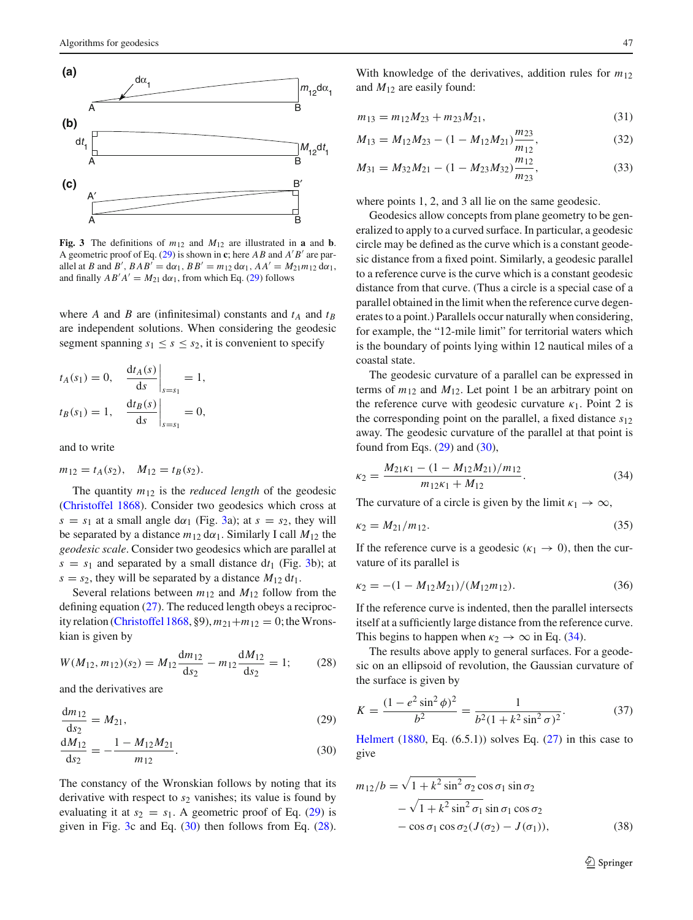**Fig. 3** The definitions of $m_{12}$ and $M_{12}$ are illustrated in **a** and **b**. A geometric proof of Eq. (29) is shown in **c**; here $AB$ and $A'B'$ are parallel at $B$ and $B'$, $BAB' = \mathrm{d}\alpha_1$, $BB' = m_{12}\,\mathrm{d}\alpha_1$, $AA' = M_{21}m_{12}\,\mathrm{d}\alpha_1$, and finally $AB'A' = M_{21}\,\mathrm{d}\alpha_1$, from which Eq. (29) follows

where $A$ and $B$ are (infinitesimal) constants and $t_A$ and $t_B$ are independent solutions. When considering the geodesic segment spanning $s_1 \le s \le s_2$, it is convenient to specify

$$t_A(s_1) = 0, \quad \left.\frac{\mathrm{d}t_A(s)}{\mathrm{d}s}\right|_{s=s_1} = 1,$$

$$t_B(s_1) = 1, \quad \left.\frac{\mathrm{d}t_B(s)}{\mathrm{d}s}\right|_{s=s_1} = 0,$$

and to write

$$m_{12} = t_A(s_2), \quad M_{12} = t_B(s_2).$$

The quantity $m_{12}$ is the *reduced length* of the geodesic (Christoffel 1868). Consider two geodesics which cross at $s = s_1$ at a small angle $\mathrm{d}\alpha_1$ (Fig. 3a); at $s = s_2$, they will be separated by a distance $m_{12}\,\mathrm{d}\alpha_1$. Similarly I call $M_{12}$ the *geodesic scale*. Consider two geodesics which are parallel at $s = s_1$ and separated by a small distance $\mathrm{d}t_1$ (Fig. 3b); at $s = s_2$, they will be separated by a distance $M_{12}\,\mathrm{d}t_1$.

Several relations between $m_{12}$ and $M_{12}$ follow from the defining equation (27). The reduced length obeys a reciprocity relation (Christoffel 1868, §9), $m_{21} + m_{12} = 0$; the Wronskian is given by

$$W(M_{12}, m_{12})(s_2) = M_{12}\frac{\mathrm{d}m_{12}}{\mathrm{d}s_2} - m_{12}\frac{\mathrm{d}M_{12}}{\mathrm{d}s_2} = 1; \tag{28}$$

and the derivatives are

$$\frac{\mathrm{d}m_{12}}{\mathrm{d}s_2} = M_{21}, \tag{29}$$

$$\frac{\mathrm{d}M_{12}}{\mathrm{d}s_2} = -\frac{1 - M_{12}M_{21}}{m_{12}}. \tag{30}$$

The constancy of the Wronskian follows by noting that its derivative with respect to $s_2$ vanishes; its value is found by evaluating it at $s_2 = s_1$. A geometric proof of Eq. (29) is given in Fig. 3c and Eq. (30) then follows from Eq. (28).

With knowledge of the derivatives, addition rules for $m_{12}$ and $M_{12}$ are easily found:

$$m_{13} = m_{12}M_{23} + m_{23}M_{21}, \tag{31}$$

$$M_{13} = M_{12}M_{23} - (1 - M_{12}M_{21})\frac{m_{23}}{m_{12}}, \tag{32}$$

$$M_{31} = M_{32}M_{21} - (1 - M_{23}M_{32})\frac{m_{12}}{m_{23}}, \tag{33}$$

where points 1, 2, and 3 all lie on the same geodesic.

Geodesics allow concepts from plane geometry to be generalized to apply to a curved surface. In particular, a geodesic circle may be defined as the curve which is a constant geodesic distance from a fixed point. Similarly, a geodesic parallel to a reference curve is the curve which is a constant geodesic distance from that curve. (Thus a circle is a special case of a parallel obtained in the limit when the reference curve degenerates to a point.) Parallels occur naturally when considering, for example, the "12-mile limit" for territorial waters which is the boundary of points lying within 12 nautical miles of a coastal state.

The geodesic curvature of a parallel can be expressed in terms of $m_{12}$ and $M_{12}$. Let point 1 be an arbitrary point on the reference curve with geodesic curvature $\kappa_1$. Point 2 is the corresponding point on the parallel, a fixed distance $s_{12}$ away. The geodesic curvature of the parallel at that point is found from Eqs. (29) and (30),

$$\kappa_2 = \frac{M_{21}\kappa_1 - (1 - M_{12}M_{21})/m_{12}}{m_{12}\kappa_1 + M_{12}}. \tag{34}$$

The curvature of a circle is given by the limit $\kappa_1 \to \infty$,

$$\kappa_2 = M_{21}/m_{12}. \tag{35}$$

If the reference curve is a geodesic ($\kappa_1 \to 0$), then the curvature of its parallel is

$$\kappa_2 = -(1 - M_{12}M_{21})/(M_{12}m_{12}). \tag{36}$$

If the reference curve is indented, then the parallel intersects itself at a sufficiently large distance from the reference curve. This begins to happen when $\kappa_2 \to \infty$ in Eq. (34).

The results above apply to general surfaces. For a geodesic on an ellipsoid of revolution, the Gaussian curvature of the surface is given by

$$K = \frac{(1 - e^2 \sin^2\phi)^2}{b^2} = \frac{1}{b^2(1 + k^2 \sin^2\sigma)^2}. \tag{37}$$

Helmert (1880, Eq. (6.5.1)) solves Eq. (27) in this case to give

$$\begin{aligned} m_{12}/b = {}& \sqrt{1 + k^2 \sin^2\sigma_2}\cos\sigma_1 \sin\sigma_2 \\ & - \sqrt{1 + k^2 \sin^2\sigma_1}\sin\sigma_1 \cos\sigma_2 \\ & - \cos\sigma_1 \cos\sigma_2 (J(\sigma_2) - J(\sigma_1)), \end{aligned} \tag{38}$$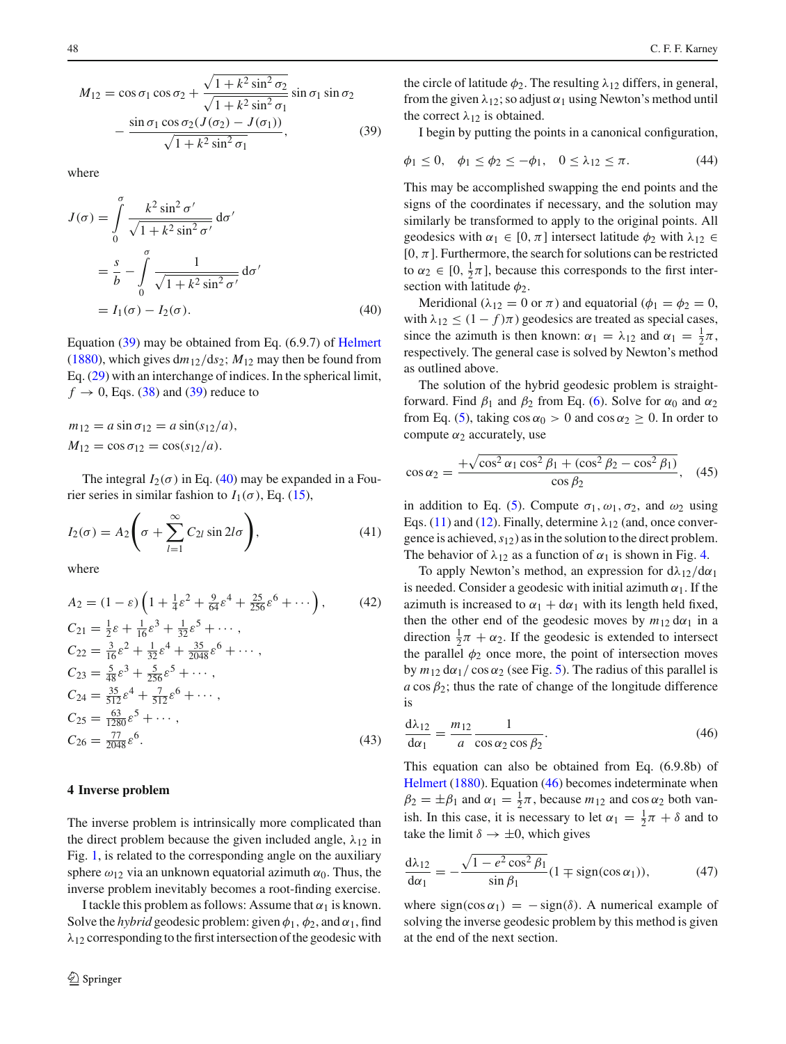$$M_{12} = \cos\sigma_1 \cos\sigma_2 + \frac{\sqrt{1+k^2\sin^2\sigma_2}}{\sqrt{1+k^2\sin^2\sigma_1}} \sin\sigma_1 \sin\sigma_2 - \frac{\sin\sigma_1 \cos\sigma_2 (J(\sigma_2) - J(\sigma_1))}{\sqrt{1+k^2\sin^2\sigma_1}}, \tag{39}$$

where

$$\begin{aligned} J(\sigma) &= \int_0^\sigma \frac{k^2 \sin^2\sigma'}{\sqrt{1+k^2\sin^2\sigma'}} \, \mathrm{d}\sigma' \\ &= \frac{s}{b} - \int_0^\sigma \frac{1}{\sqrt{1+k^2\sin^2\sigma'}} \, \mathrm{d}\sigma' \\ &= I_1(\sigma) - I_2(\sigma). \end{aligned} \tag{40}$$

Equation (39) may be obtained from Eq. (6.9.7) of Helmert (1880), which gives $\mathrm{d}m_{12}/\mathrm{d}s_2$; $M_{12}$ may then be found from Eq. (29) with an interchange of indices. In the spherical limit, $f \to 0$, Eqs. (38) and (39) reduce to

$$m_{12} = a \sin\sigma_{12} = a \sin(s_{12}/a),$$
$$M_{12} = \cos\sigma_{12} = \cos(s_{12}/a).$$

The integral $I_2(\sigma)$ in Eq. (40) may be expanded in a Fourier series in similar fashion to $I_1(\sigma)$, Eq. (15),

$$I_2(\sigma) = A_2\left(\sigma + \sum_{l=1}^{\infty} C_{2l} \sin 2l\sigma\right), \tag{41}$$

where

$$A_2 = (1-\varepsilon)\left(1 + \tfrac{1}{4}\varepsilon^2 + \tfrac{9}{64}\varepsilon^4 + \tfrac{25}{256}\varepsilon^6 + \cdots\right), \tag{42}$$

$$\begin{aligned} C_{21} &= \tfrac{1}{2}\varepsilon + \tfrac{1}{16}\varepsilon^3 + \tfrac{1}{32}\varepsilon^5 + \cdots, \\ C_{22} &= \tfrac{3}{16}\varepsilon^2 + \tfrac{1}{32}\varepsilon^4 + \tfrac{35}{2048}\varepsilon^6 + \cdots, \\ C_{23} &= \tfrac{5}{48}\varepsilon^3 + \tfrac{5}{256}\varepsilon^5 + \cdots, \\ C_{24} &= \tfrac{35}{512}\varepsilon^4 + \tfrac{7}{512}\varepsilon^6 + \cdots, \\ C_{25} &= \tfrac{63}{1280}\varepsilon^5 + \cdots, \\ C_{26} &= \tfrac{77}{2048}\varepsilon^6. \end{aligned} \tag{43}$$

## 4 Inverse problem

The inverse problem is intrinsically more complicated than the direct problem because the given included angle, $\lambda_{12}$ in Fig. 1, is related to the corresponding angle on the auxiliary sphere $\omega_{12}$ via an unknown equatorial azimuth $\alpha_0$. Thus, the inverse problem inevitably becomes a root-finding exercise.

I tackle this problem as follows: Assume that $\alpha_1$ is known. Solve the *hybrid* geodesic problem: given $\phi_1$, $\phi_2$, and $\alpha_1$, find $\lambda_{12}$ corresponding to the first intersection of the geodesic with the circle of latitude $\phi_2$. The resulting $\lambda_{12}$ differs, in general, from the given $\lambda_{12}$; so adjust $\alpha_1$ using Newton's method until the correct $\lambda_{12}$ is obtained.

I begin by putting the points in a canonical configuration,

$$\phi_1 \le 0, \quad \phi_1 \le \phi_2 \le -\phi_1, \quad 0 \le \lambda_{12} \le \pi. \tag{44}$$

This may be accomplished swapping the end points and the signs of the coordinates if necessary, and the solution may similarly be transformed to apply to the original points. All geodesics with $\alpha_1 \in [0, \pi]$ intersect latitude $\phi_2$ with $\lambda_{12} \in [0, \pi]$. Furthermore, the search for solutions can be restricted to $\alpha_2 \in [0, \frac{1}{2}\pi]$, because this corresponds to the first intersection with latitude $\phi_2$.

Meridional ($\lambda_{12} = 0$ or $\pi$) and equatorial ($\phi_1 = \phi_2 = 0$, with $\lambda_{12} \le (1-f)\pi$) geodesics are treated as special cases, since the azimuth is then known: $\alpha_1 = \lambda_{12}$ and $\alpha_1 = \frac{1}{2}\pi$, respectively. The general case is solved by Newton's method as outlined above.

The solution of the hybrid geodesic problem is straightforward. Find $\beta_1$ and $\beta_2$ from Eq. (6). Solve for $\alpha_0$ and $\alpha_2$ from Eq. (5), taking $\cos\alpha_0 > 0$ and $\cos\alpha_2 \ge 0$. In order to compute $\alpha_2$ accurately, use

$$\cos\alpha_2 = \frac{+\sqrt{\cos^2\alpha_1 \cos^2\beta_1 + (\cos^2\beta_2 - \cos^2\beta_1)}}{\cos\beta_2}, \tag{45}$$

in addition to Eq. (5). Compute $\sigma_1$, $\omega_1$, $\sigma_2$, and $\omega_2$ using Eqs. (11) and (12). Finally, determine $\lambda_{12}$ (and, once convergence is achieved, $s_{12}$) as in the solution to the direct problem. The behavior of $\lambda_{12}$ as a function of $\alpha_1$ is shown in Fig. 4.

To apply Newton's method, an expression for $\mathrm{d}\lambda_{12}/\mathrm{d}\alpha_1$ is needed. Consider a geodesic with initial azimuth $\alpha_1$. If the azimuth is increased to $\alpha_1 + \mathrm{d}\alpha_1$ with its length held fixed, then the other end of the geodesic moves by $m_{12}\,\mathrm{d}\alpha_1$ in a direction $\frac{1}{2}\pi + \alpha_2$. If the geodesic is extended to intersect the parallel $\phi_2$ once more, the point of intersection moves by $m_{12}\,\mathrm{d}\alpha_1/\cos\alpha_2$ (see Fig. 5). The radius of this parallel is $a\cos\beta_2$; thus the rate of change of the longitude difference is

$$\frac{\mathrm{d}\lambda_{12}}{\mathrm{d}\alpha_1} = \frac{m_{12}}{a} \frac{1}{\cos\alpha_2 \cos\beta_2}. \tag{46}$$

This equation can also be obtained from Eq. (6.9.8b) of Helmert (1880). Equation (46) becomes indeterminate when $\beta_2 = \pm\beta_1$ and $\alpha_1 = \frac{1}{2}\pi$, because $m_{12}$ and $\cos\alpha_2$ both vanish. In this case, it is necessary to let $\alpha_1 = \frac{1}{2}\pi + \delta$ and to take the limit $\delta \to \pm 0$, which gives

$$\frac{\mathrm{d}\lambda_{12}}{\mathrm{d}\alpha_1} = -\frac{\sqrt{1 - e^2\cos^2\beta_1}}{\sin\beta_1}(1 \mp \operatorname{sign}(\cos\alpha_1)), \tag{47}$$

where $\operatorname{sign}(\cos\alpha_1) = -\operatorname{sign}(\delta)$. A numerical example of solving the inverse geodesic problem by this method is given at the end of the next section.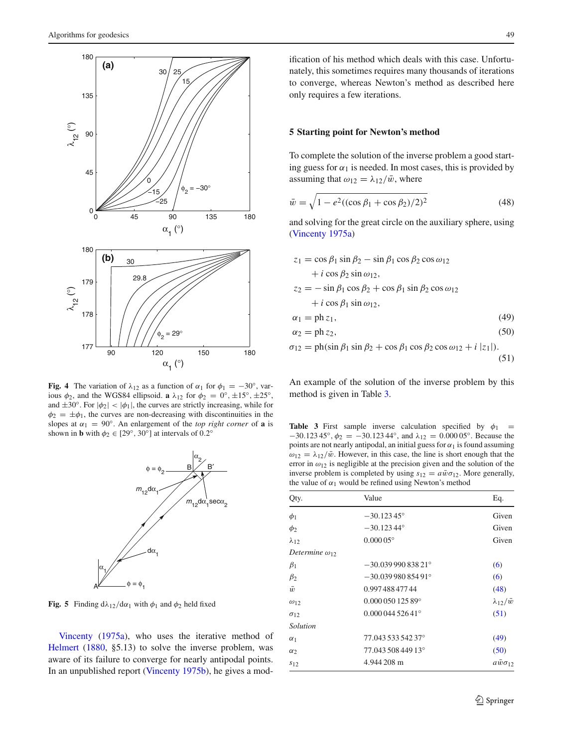**Fig. 4** The variation of $\lambda_{12}$ as a function of $\alpha_1$ for $\phi_1 = -30°$, various $\phi_2$, and the WGS84 ellipsoid. **a** $\lambda_{12}$ for $\phi_2 = 0°, \pm15°, \pm25°$, and $\pm30°$. For $|\phi_2| < |\phi_1|$, the curves are strictly increasing, while for $\phi_2 = \pm\phi_1$, the curves are non-decreasing with discontinuities in the slopes at $\alpha_1 = 90°$. An enlargement of the *top right corner* of **a** is shown in **b** with $\phi_2 \in [29°, 30°]$ at intervals of 0.2°

**Fig. 5** Finding $d\lambda_{12}/d\alpha_1$ with $\phi_1$ and $\phi_2$ held fixed

Vincenty (1975a), who uses the iterative method of Helmert (1880, §5.13) to solve the inverse problem, was aware of its failure to converge for nearly antipodal points. In an unpublished report (Vincenty 1975b), he gives a modification of his method which deals with this case. Unfortunately, this sometimes requires many thousands of iterations to converge, whereas Newton's method as described here only requires a few iterations.

## 5 Starting point for Newton's method

To complete the solution of the inverse problem a good starting guess for $\alpha_1$ is needed. In most cases, this is provided by assuming that $\omega_{12} = \lambda_{12}/\bar{w}$, where

$$\bar{w} = \sqrt{1 - e^2((\cos\beta_1 + \cos\beta_2)/2)^2} \tag{48}$$

and solving for the great circle on the auxiliary sphere, using (Vincenty 1975a)

$$
\begin{aligned}
z_1 &= \cos\beta_1 \sin\beta_2 - \sin\beta_1 \cos\beta_2 \cos\omega_{12} \\
&\quad + i \cos\beta_2 \sin\omega_{12}, \\
z_2 &= -\sin\beta_1 \cos\beta_2 + \cos\beta_1 \sin\beta_2 \cos\omega_{12} \\
&\quad + i \cos\beta_1 \sin\omega_{12}, \\
\alpha_1 &= \operatorname{ph} z_1, &(49)\\
\alpha_2 &= \operatorname{ph} z_2, &(50)\\
\sigma_{12} &= \operatorname{ph}(\sin\beta_1 \sin\beta_2 + \cos\beta_1 \cos\beta_2 \cos\omega_{12} + i\,|z_1|). &(51)
\end{aligned}
$$

An example of the solution of the inverse problem by this method is given in Table 3.

**Table 3** First sample inverse calculation specified by $\phi_1 = -30.123\,45°$, $\phi_2 = -30.123\,44°$, and $\lambda_{12} = 0.000\,05°$. Because the points are not nearly antipodal, an initial guess for $\alpha_1$ is found assuming $\omega_{12} = \lambda_{12}/\bar{w}$. However, in this case, the line is short enough that the error in $\omega_{12}$ is negligible at the precision given and the solution of the inverse problem is completed by using $s_{12} = a\bar{w}\sigma_{12}$. More generally, the value of $\alpha_1$ would be refined using Newton's method

| Qty. | Value | Eq. |
|---|---|---|
| $\phi_1$ | $-30.123\,45°$ | Given |
| $\phi_2$ | $-30.123\,44°$ | Given |
| $\lambda_{12}$ | $0.000\,05°$ | Given |
| *Determine* $\omega_{12}$ | | |
| $\beta_1$ | $-30.039\,990\,838\,21°$ | (6) |
| $\beta_2$ | $-30.039\,980\,854\,91°$ | (6) |
| $\bar{w}$ | $0.997\,488\,477\,44$ | (48) |
| $\omega_{12}$ | $0.000\,050\,125\,89°$ | $\lambda_{12}/\bar{w}$ |
| $\sigma_{12}$ | $0.000\,044\,526\,41°$ | (51) |
| *Solution* | | |
| $\alpha_1$ | $77.043\,533\,542\,37°$ | (49) |
| $\alpha_2$ | $77.043\,508\,449\,13°$ | (50) |
| $s_{12}$ | $4.944\,208$ m | $a\bar{w}\sigma_{12}$ |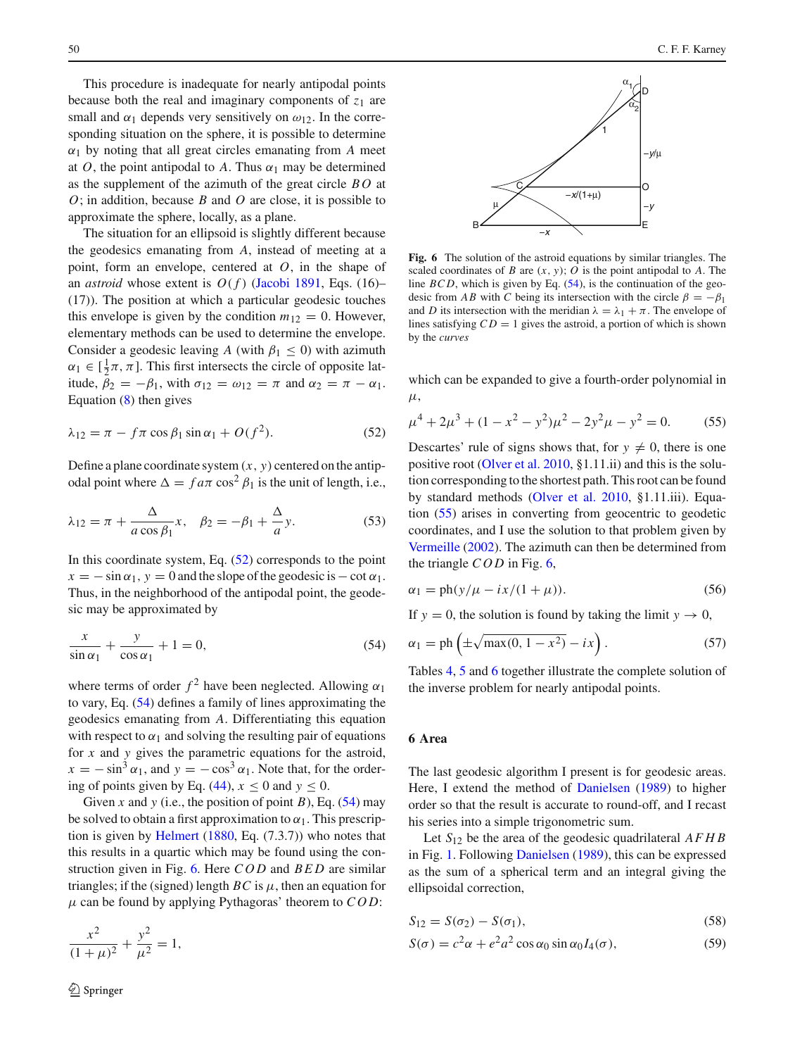This procedure is inadequate for nearly antipodal points because both the real and imaginary components of $z_1$ are small and $\alpha_1$ depends very sensitively on $\omega_{12}$. In the corresponding situation on the sphere, it is possible to determine $\alpha_1$ by noting that all great circles emanating from $A$ meet at $O$, the point antipodal to $A$. Thus $\alpha_1$ may be determined as the supplement of the azimuth of the great circle $BO$ at $O$; in addition, because $B$ and $O$ are close, it is possible to approximate the sphere, locally, as a plane.

The situation for an ellipsoid is slightly different because the geodesics emanating from $A$, instead of meeting at a point, form an envelope, centered at $O$, in the shape of an *astroid* whose extent is $O(f)$ (Jacobi 1891, Eqs. (16)–(17)). The position at which a particular geodesic touches this envelope is given by the condition $m_{12} = 0$. However, elementary methods can be used to determine the envelope. Consider a geodesic leaving $A$ (with $\beta_1 \le 0$) with azimuth $\alpha_1 \in [\frac{1}{2}\pi, \pi]$. This first intersects the circle of opposite latitude, $\beta_2 = -\beta_1$, with $\sigma_{12} = \omega_{12} = \pi$ and $\alpha_2 = \pi - \alpha_1$. Equation (8) then gives

$$\lambda_{12} = \pi - f\pi \cos\beta_1 \sin\alpha_1 + O(f^2). \tag{52}$$

Define a plane coordinate system $(x, y)$ centered on the antipodal point where $\Delta = fa\pi \cos^2\beta_1$ is the unit of length, i.e.,

$$\lambda_{12} = \pi + \frac{\Delta}{a\cos\beta_1}x, \quad \beta_2 = -\beta_1 + \frac{\Delta}{a}y. \tag{53}$$

In this coordinate system, Eq. (52) corresponds to the point $x = -\sin\alpha_1$, $y = 0$ and the slope of the geodesic is $-\cot\alpha_1$. Thus, in the neighborhood of the antipodal point, the geodesic may be approximated by

$$\frac{x}{\sin\alpha_1} + \frac{y}{\cos\alpha_1} + 1 = 0, \tag{54}$$

where terms of order $f^2$ have been neglected. Allowing $\alpha_1$ to vary, Eq. (54) defines a family of lines approximating the geodesics emanating from $A$. Differentiating this equation with respect to $\alpha_1$ and solving the resulting pair of equations for $x$ and $y$ gives the parametric equations for the astroid, $x = -\sin^3\alpha_1$, and $y = -\cos^3\alpha_1$. Note that, for the ordering of points given by Eq. (44), $x \le 0$ and $y \le 0$.

Given $x$ and $y$ (i.e., the position of point $B$), Eq. (54) may be solved to obtain a first approximation to $\alpha_1$. This prescription is given by Helmert (1880, Eq. (7.3.7)) who notes that this results in a quartic which may be found using the construction given in Fig. 6. Here $COD$ and $BED$ are similar triangles; if the (signed) length $BC$ is $\mu$, then an equation for $\mu$ can be found by applying Pythagoras' theorem to $COD$:

$$\frac{x^2}{(1+\mu)^2} + \frac{y^2}{\mu^2} = 1,$$

**Fig. 6** The solution of the astroid equations by similar triangles. The scaled coordinates of $B$ are $(x, y)$; $O$ is the point antipodal to $A$. The line $BCD$, which is given by Eq. (54), is the continuation of the geodesic from $AB$ with $C$ being its intersection with the circle $\beta = -\beta_1$ and $D$ its intersection with the meridian $\lambda = \lambda_1 + \pi$. The envelope of lines satisfying $CD = 1$ gives the astroid, a portion of which is shown by the *curves*

which can be expanded to give a fourth-order polynomial in $\mu$,

$$\mu^4 + 2\mu^3 + (1 - x^2 - y^2)\mu^2 - 2y^2\mu - y^2 = 0. \tag{55}$$

Descartes' rule of signs shows that, for $y \ne 0$, there is one positive root (Olver et al. 2010, §1.11.ii) and this is the solution corresponding to the shortest path. This root can be found by standard methods (Olver et al. 2010, §1.11.iii). Equation (55) arises in converting from geocentric to geodetic coordinates, and I use the solution to that problem given by Vermeille (2002). The azimuth can then be determined from the triangle $COD$ in Fig. 6,

$$\alpha_1 = \operatorname{ph}(y/\mu - ix/(1+\mu)). \tag{56}$$

If $y = 0$, the solution is found by taking the limit $y \to 0$,

$$\alpha_1 = \operatorname{ph}\left(\pm\sqrt{\max(0, 1 - x^2)} - ix\right). \tag{57}$$

Tables 4, 5 and 6 together illustrate the complete solution of the inverse problem for nearly antipodal points.

## 6 Area

The last geodesic algorithm I present is for geodesic areas. Here, I extend the method of Danielsen (1989) to higher order so that the result is accurate to round-off, and I recast his series into a simple trigonometric sum.

Let $S_{12}$ be the area of the geodesic quadrilateral $AFHB$ in Fig. 1. Following Danielsen (1989), this can be expressed as the sum of a spherical term and an integral giving the ellipsoidal correction,

$$S_{12} = S(\sigma_2) - S(\sigma_1), \tag{58}$$

$$S(\sigma) = c^2\alpha + e^2a^2 \cos\alpha_0 \sin\alpha_0 I_4(\sigma), \tag{59}$$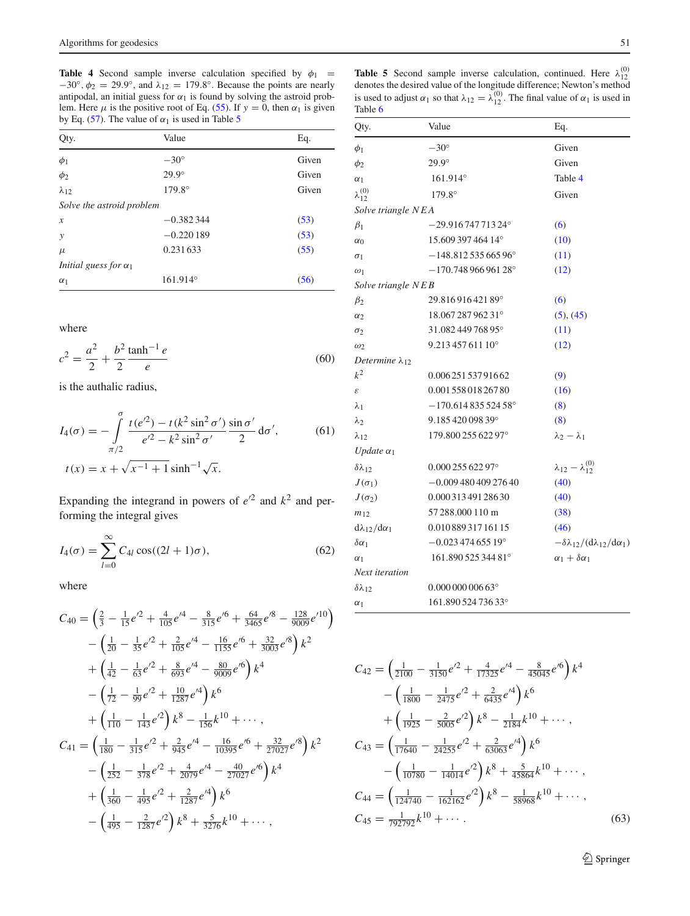**Table 4** Second sample inverse calculation specified by $\phi_1 = -30°$, $\phi_2 = 29.9°$, and $\lambda_{12} = 179.8°$. Because the points are nearly antipodal, an initial guess for $\alpha_1$ is found by solving the astroid problem. Here $\mu$ is the positive root of Eq. (55). If $y = 0$, then $\alpha_1$ is given by Eq. (57). The value of $\alpha_1$ is used in Table 5

| Qty. | Value | Eq. |
|---|---|---|
| $\phi_1$ | $-30°$ | Given |
| $\phi_2$ | $29.9°$ | Given |
| $\lambda_{12}$ | $179.8°$ | Given |
| *Solve the astroid problem* | | |
| $x$ | $-0.382\,344$ | (53) |
| $y$ | $-0.220\,189$ | (53) |
| $\mu$ | $0.231\,633$ | (55) |
| *Initial guess for* $\alpha_1$ | | |
| $\alpha_1$ | $161.914°$ | (56) |

where

$$c^2 = \frac{a^2}{2} + \frac{b^2}{2}\frac{\tanh^{-1} e}{e} \tag{60}$$

is the authalic radius,

$$I_4(\sigma) = -\int_{\pi/2}^{\sigma} \frac{t(e'^2) - t(k^2 \sin^2 \sigma')}{e'^2 - k^2 \sin^2 \sigma'} \frac{\sin \sigma'}{2} \, d\sigma', \tag{61}$$

$$t(x) = x + \sqrt{x^{-1} + 1} \sinh^{-1} \sqrt{x}.$$

Expanding the integrand in powers of $e'^2$ and $k^2$ and performing the integral gives

$$I_4(\sigma) = \sum_{l=0}^{\infty} C_{4l} \cos((2l+1)\sigma), \tag{62}$$

where

$$\begin{aligned}
C_{40} &= \left(\tfrac{2}{3} - \tfrac{1}{15}e'^2 + \tfrac{4}{105}e'^4 - \tfrac{8}{315}e'^6 + \tfrac{64}{3465}e'^8 - \tfrac{128}{9009}e'^{10}\right) \\
&\quad - \left(\tfrac{1}{20} - \tfrac{1}{35}e'^2 + \tfrac{2}{105}e'^4 - \tfrac{16}{1155}e'^6 + \tfrac{32}{3003}e'^8\right) k^2 \\
&\quad + \left(\tfrac{1}{42} - \tfrac{1}{63}e'^2 + \tfrac{8}{693}e'^4 - \tfrac{80}{9009}e'^6\right) k^4 \\
&\quad - \left(\tfrac{1}{72} - \tfrac{1}{99}e'^2 + \tfrac{10}{1287}e'^4\right) k^6 \\
&\quad + \left(\tfrac{1}{110} - \tfrac{1}{143}e'^2\right) k^8 - \tfrac{1}{156}k^{10} + \cdots, \\
C_{41} &= \left(\tfrac{1}{180} - \tfrac{1}{315}e'^2 + \tfrac{2}{945}e'^4 - \tfrac{16}{10395}e'^6 + \tfrac{32}{27027}e'^8\right) k^2 \\
&\quad - \left(\tfrac{1}{252} - \tfrac{1}{378}e'^2 + \tfrac{4}{2079}e'^4 - \tfrac{40}{27027}e'^6\right) k^4 \\
&\quad + \left(\tfrac{1}{360} - \tfrac{1}{495}e'^2 + \tfrac{2}{1287}e'^4\right) k^6 \\
&\quad - \left(\tfrac{1}{495} - \tfrac{2}{1287}e'^2\right) k^8 + \tfrac{5}{3276}k^{10} + \cdots,
\end{aligned}$$

**Table 5** Second sample inverse calculation, continued. Here $\lambda_{12}^{(0)}$ denotes the desired value of the longitude difference; Newton's method is used to adjust $\alpha_1$ so that $\lambda_{12} = \lambda_{12}^{(0)}$. The final value of $\alpha_1$ is used in Table 6

| Qty. | Value | Eq. |
|---|---|---|
| $\phi_1$ | $-30°$ | Given |
| $\phi_2$ | $29.9°$ | Given |
| $\alpha_1$ | $161.914°$ | Table 4 |
| $\lambda_{12}^{(0)}$ | $179.8°$ | Given |
| *Solve triangle NEA* | | |
| $\beta_1$ | $-29.916\,747\,713\,24°$ | (6) |
| $\alpha_0$ | $15.609\,397\,464\,14°$ | (10) |
| $\sigma_1$ | $-148.812\,535\,665\,96°$ | (11) |
| $\omega_1$ | $-170.748\,966\,961\,28°$ | (12) |
| *Solve triangle NEB* | | |
| $\beta_2$ | $29.816\,916\,421\,89°$ | (6) |
| $\alpha_2$ | $18.067\,287\,962\,31°$ | (5), (45) |
| $\sigma_2$ | $31.082\,449\,768\,95°$ | (11) |
| $\omega_2$ | $9.213\,457\,611\,10°$ | (12) |
| *Determine* $\lambda_{12}$ | | |
| $k^2$ | $0.006\,251\,537\,916\,62$ | (9) |
| $\epsilon$ | $0.001\,558\,018\,267\,80$ | (16) |
| $\lambda_1$ | $-170.614\,835\,524\,58°$ | (8) |
| $\lambda_2$ | $9.185\,420\,098\,39°$ | (8) |
| $\lambda_{12}$ | $179.800\,255\,622\,97°$ | $\lambda_2 - \lambda_1$ |
| *Update* $\alpha_1$ | | |
| $\delta\lambda_{12}$ | $0.000\,255\,622\,97°$ | $\lambda_{12} - \lambda_{12}^{(0)}$ |
| $J(\sigma_1)$ | $-0.009\,480\,409\,276\,40$ | (40) |
| $J(\sigma_2)$ | $0.000\,313\,491\,286\,30$ | (40) |
| $m_{12}$ | $57\,288.000\,110$ m | (38) |
| $d\lambda_{12}/d\alpha_1$ | $0.010\,889\,317\,161\,15$ | (46) |
| $\delta\alpha_1$ | $-0.023\,474\,655\,19°$ | $-\delta\lambda_{12}/(d\lambda_{12}/d\alpha_1)$ |
| $\alpha_1$ | $161.890\,525\,344\,81°$ | $\alpha_1 + \delta\alpha_1$ |
| *Next iteration* | | |
| $\delta\lambda_{12}$ | $0.000\,000\,006\,63°$ | |
| $\alpha_1$ | $161.890\,524\,736\,33°$ | |

$$\begin{aligned}
C_{42} &= \left(\tfrac{1}{2100} - \tfrac{1}{3150}e'^2 + \tfrac{4}{17325}e'^4 - \tfrac{8}{45045}e'^6\right) k^4 \\
&\quad - \left(\tfrac{1}{1800} - \tfrac{1}{2475}e'^2 + \tfrac{2}{6435}e'^4\right) k^6 \\
&\quad + \left(\tfrac{1}{1925} - \tfrac{2}{5005}e'^2\right) k^8 - \tfrac{1}{2184}k^{10} + \cdots, \\
C_{43} &= \left(\tfrac{1}{17640} - \tfrac{1}{24255}e'^2 + \tfrac{2}{63063}e'^4\right) k^6 \\
&\quad - \left(\tfrac{1}{10780} - \tfrac{1}{14014}e'^2\right) k^8 + \tfrac{5}{45864}k^{10} + \cdots, \\
C_{44} &= \left(\tfrac{1}{124740} - \tfrac{1}{162162}e'^2\right) k^8 - \tfrac{1}{58968}k^{10} + \cdots, \\
C_{45} &= \tfrac{1}{792792}k^{10} + \cdots.
\end{aligned} \tag{63}$$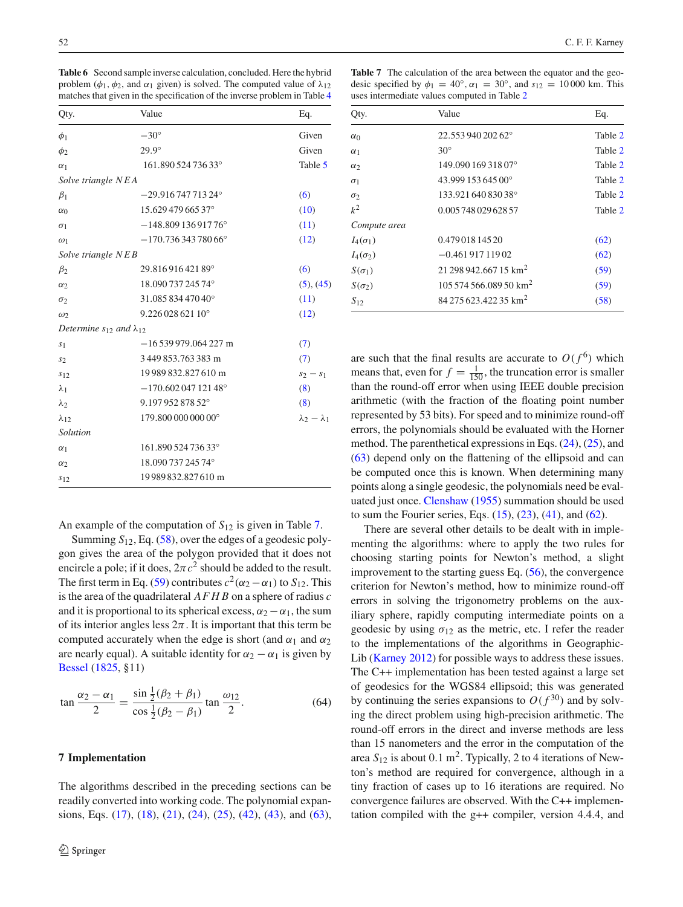**Table 6** Second sample inverse calculation, concluded. Here the hybrid problem ($\phi_1$, $\phi_2$, and $\alpha_1$ given) is solved. The computed value of $\lambda_{12}$ matches that given in the specification of the inverse problem in Table 4

| Qty. | Value | Eq. |
|---|---|---|
| $\phi_1$ | $-30°$ | Given |
| $\phi_2$ | $29.9°$ | Given |
| $\alpha_1$ | $161.890\,524\,736\,33°$ | Table 5 |
| *Solve triangle NEA* | | |
| $\beta_1$ | $-29.916\,747\,713\,24°$ | (6) |
| $\alpha_0$ | $15.629\,479\,665\,37°$ | (10) |
| $\sigma_1$ | $-148.809\,136\,917\,76°$ | (11) |
| $\omega_1$ | $-170.736\,343\,780\,66°$ | (12) |
| *Solve triangle NEB* | | |
| $\beta_2$ | $29.816\,916\,421\,89°$ | (6) |
| $\alpha_2$ | $18.090\,737\,245\,74°$ | (5), (45) |
| $\sigma_2$ | $31.085\,834\,470\,40°$ | (11) |
| $\omega_2$ | $9.226\,028\,621\,10°$ | (12) |
| *Determine $s_{12}$ and $\lambda_{12}$* | | |
| $s_1$ | $-16\,539\,979.064\,227$ m | (7) |
| $s_2$ | $3\,449\,853.763\,383$ m | (7) |
| $s_{12}$ | $19\,989\,832.827\,610$ m | $s_2 - s_1$ |
| $\lambda_1$ | $-170.602\,047\,121\,48°$ | (8) |
| $\lambda_2$ | $9.197\,952\,878\,52°$ | (8) |
| $\lambda_{12}$ | $179.800\,000\,000\,00°$ | $\lambda_2 - \lambda_1$ |
| *Solution* | | |
| $\alpha_1$ | $161.890\,524\,736\,33°$ | |
| $\alpha_2$ | $18.090\,737\,245\,74°$ | |
| $s_{12}$ | $19\,989\,832.827\,610$ m | |

An example of the computation of $S_{12}$ is given in Table 7.

Summing $S_{12}$, Eq. (58), over the edges of a geodesic polygon gives the area of the polygon provided that it does not encircle a pole; if it does, $2\pi c^2$ should be added to the result. The first term in Eq. (59) contributes $c^2(\alpha_2 - \alpha_1)$ to $S_{12}$. This is the area of the quadrilateral $AFHB$ on a sphere of radius $c$ and it is proportional to its spherical excess, $\alpha_2 - \alpha_1$, the sum of its interior angles less $2\pi$. It is important that this term be computed accurately when the edge is short (and $\alpha_1$ and $\alpha_2$ are nearly equal). A suitable identity for $\alpha_2 - \alpha_1$ is given by Bessel (1825, §11)

$$\tan\frac{\alpha_2 - \alpha_1}{2} = \frac{\sin\frac{1}{2}(\beta_2 + \beta_1)}{\cos\frac{1}{2}(\beta_2 - \beta_1)}\tan\frac{\omega_{12}}{2}. \qquad (64)$$

## 7 Implementation

The algorithms described in the preceding sections can be readily converted into working code. The polynomial expansions, Eqs. (17), (18), (21), (24), (25), (42), (43), and (63), are such that the final results are accurate to $O(f^6)$ which means that, even for $f = \frac{1}{150}$, the truncation error is smaller than the round-off error when using IEEE double precision arithmetic (with the fraction of the floating point number represented by 53 bits). For speed and to minimize round-off errors, the polynomials should be evaluated with the Horner method. The parenthetical expressions in Eqs. (24), (25), and (63) depend only on the flattening of the ellipsoid and can be computed once this is known. When determining many points along a single geodesic, the polynomials need be evaluated just once. Clenshaw (1955) summation should be used to sum the Fourier series, Eqs. (15), (23), (41), and (62).

There are several other details to be dealt with in implementing the algorithms: where to apply the two rules for choosing starting points for Newton's method, a slight improvement to the starting guess Eq. (56), the convergence criterion for Newton's method, how to minimize round-off errors in solving the trigonometry problems on the auxiliary sphere, rapidly computing intermediate points on a geodesic by using $\sigma_{12}$ as the metric, etc. I refer the reader to the implementations of the algorithms in GeographicLib (Karney 2012) for possible ways to address these issues. The C++ implementation has been tested against a large set of geodesics for the WGS84 ellipsoid; this was generated by continuing the series expansions to $O(f^{30})$ and by solving the direct problem using high-precision arithmetic. The round-off errors in the direct and inverse methods are less than 15 nanometers and the error in the computation of the area $S_{12}$ is about 0.1 m$^2$. Typically, 2 to 4 iterations of Newton's method are required for convergence, although in a tiny fraction of cases up to 16 iterations are required. No convergence failures are observed. With the C++ implementation compiled with the g++ compiler, version 4.4.4, and

**Table 7** The calculation of the area between the equator and the geodesic specified by $\phi_1 = 40°$, $\alpha_1 = 30°$, and $s_{12} = 10\,000$ km. This uses intermediate values computed in Table 2

| Qty. | Value | Eq. |
|---|---|---|
| $\alpha_0$ | $22.553\,940\,202\,62°$ | Table 2 |
| $\alpha_1$ | $30°$ | Table 2 |
| $\alpha_2$ | $149.090\,169\,318\,07°$ | Table 2 |
| $\sigma_1$ | $43.999\,153\,645\,00°$ | Table 2 |
| $\sigma_2$ | $133.921\,640\,830\,38°$ | Table 2 |
| $k^2$ | $0.005\,748\,029\,628\,57$ | Table 2 |
| *Compute area* | | |
| $I_4(\sigma_1)$ | $0.479\,018\,145\,20$ | (62) |
| $I_4(\sigma_2)$ | $-0.461\,917\,119\,02$ | (62) |
| $S(\sigma_1)$ | $21\,298\,942.667\,15$ km$^2$ | (59) |
| $S(\sigma_2)$ | $105\,574\,566.089\,50$ km$^2$ | (59) |
| $S_{12}$ | $84\,275\,623.422\,35$ km$^2$ | (58) |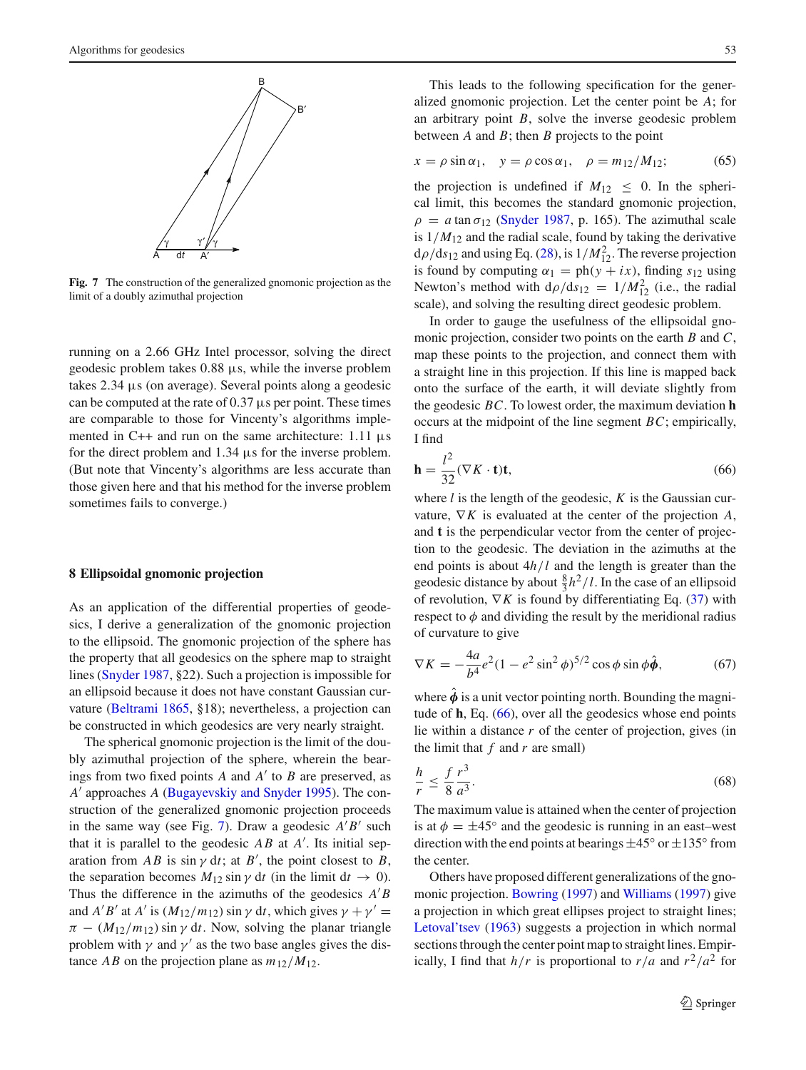**Fig. 7** The construction of the generalized gnomonic projection as the limit of a doubly azimuthal projection

running on a 2.66 GHz Intel processor, solving the direct geodesic problem takes 0.88 µs, while the inverse problem takes 2.34 µs (on average). Several points along a geodesic can be computed at the rate of 0.37 µs per point. These times are comparable to those for Vincenty's algorithms implemented in C++ and run on the same architecture: 1.11 µs for the direct problem and 1.34 µs for the inverse problem. (But note that Vincenty's algorithms are less accurate than those given here and that his method for the inverse problem sometimes fails to converge.)

## 8 Ellipsoidal gnomonic projection

As an application of the differential properties of geodesics, I derive a generalization of the gnomonic projection to the ellipsoid. The gnomonic projection of the sphere has the property that all geodesics on the sphere map to straight lines (Snyder 1987, §22). Such a projection is impossible for an ellipsoid because it does not have constant Gaussian curvature (Beltrami 1865, §18); nevertheless, a projection can be constructed in which geodesics are very nearly straight.

The spherical gnomonic projection is the limit of the doubly azimuthal projection of the sphere, wherein the bearings from two fixed points $A$ and $A'$ to $B$ are preserved, as $A'$ approaches $A$ (Bugayevskiy and Snyder 1995). The construction of the generalized gnomonic projection proceeds in the same way (see Fig. 7). Draw a geodesic $A'B'$ such that it is parallel to the geodesic $AB$ at $A'$. Its initial separation from $AB$ is $\sin\gamma\,\mathrm{d}t$; at $B'$, the point closest to $B$, the separation becomes $M_{12}\sin\gamma\,\mathrm{d}t$ (in the limit $\mathrm{d}t \to 0$). Thus the difference in the azimuths of the geodesics $A'B$ and $A'B'$ at $A'$ is $(M_{12}/m_{12})\sin\gamma\,\mathrm{d}t$, which gives $\gamma + \gamma' = \pi - (M_{12}/m_{12})\sin\gamma\,\mathrm{d}t$. Now, solving the planar triangle problem with $\gamma$ and $\gamma'$ as the two base angles gives the distance $AB$ on the projection plane as $m_{12}/M_{12}$.

This leads to the following specification for the generalized gnomonic projection. Let the center point be $A$; for an arbitrary point $B$, solve the inverse geodesic problem between $A$ and $B$; then $B$ projects to the point

$$x = \rho\sin\alpha_1, \quad y = \rho\cos\alpha_1, \quad \rho = m_{12}/M_{12}; \tag{65}$$

the projection is undefined if $M_{12} \le 0$. In the spherical limit, this becomes the standard gnomonic projection, $\rho = a\tan\sigma_{12}$ (Snyder 1987, p. 165). The azimuthal scale is $1/M_{12}$ and the radial scale, found by taking the derivative $\mathrm{d}\rho/\mathrm{d}s_{12}$ and using Eq. (28), is $1/M_{12}^2$. The reverse projection is found by computing $\alpha_1 = \mathrm{ph}(y + ix)$, finding $s_{12}$ using Newton's method with $\mathrm{d}\rho/\mathrm{d}s_{12} = 1/M_{12}^2$ (i.e., the radial scale), and solving the resulting direct geodesic problem.

In order to gauge the usefulness of the ellipsoidal gnomonic projection, consider two points on the earth $B$ and $C$, map these points to the projection, and connect them with a straight line in this projection. If this line is mapped back onto the surface of the earth, it will deviate slightly from the geodesic $BC$. To lowest order, the maximum deviation $\mathbf{h}$ occurs at the midpoint of the line segment $BC$; empirically, I find

$$\mathbf{h} = \frac{l^2}{32}(\nabla K \cdot \mathbf{t})\mathbf{t}, \tag{66}$$

where $l$ is the length of the geodesic, $K$ is the Gaussian curvature, $\nabla K$ is evaluated at the center of the projection $A$, and $\mathbf{t}$ is the perpendicular vector from the center of projection to the geodesic. The deviation in the azimuths at the end points is about $4h/l$ and the length is greater than the geodesic distance by about $\frac{8}{3}h^2/l$. In the case of an ellipsoid of revolution, $\nabla K$ is found by differentiating Eq. (37) with respect to $\phi$ and dividing the result by the meridional radius of curvature to give

$$\nabla K = -\frac{4a}{b^4}e^2(1 - e^2\sin^2\phi)^{5/2}\cos\phi\sin\phi\,\hat{\boldsymbol{\phi}}, \tag{67}$$

where $\hat{\boldsymbol{\phi}}$ is a unit vector pointing north. Bounding the magnitude of $\mathbf{h}$, Eq. (66), over all the geodesics whose end points lie within a distance $r$ of the center of projection, gives (in the limit that $f$ and $r$ are small)

$$\frac{h}{r} \le \frac{f}{8}\frac{r^3}{a^3}. \tag{68}$$

The maximum value is attained when the center of projection is at $\phi = \pm 45°$ and the geodesic is running in an east–west direction with the end points at bearings $\pm 45°$ or $\pm 135°$ from the center.

Others have proposed different generalizations of the gnomonic projection. Bowring (1997) and Williams (1997) give a projection in which great ellipses project to straight lines; Letoval'tsev (1963) suggests a projection in which normal sections through the center point map to straight lines. Empirically, I find that $h/r$ is proportional to $r/a$ and $r^2/a^2$ for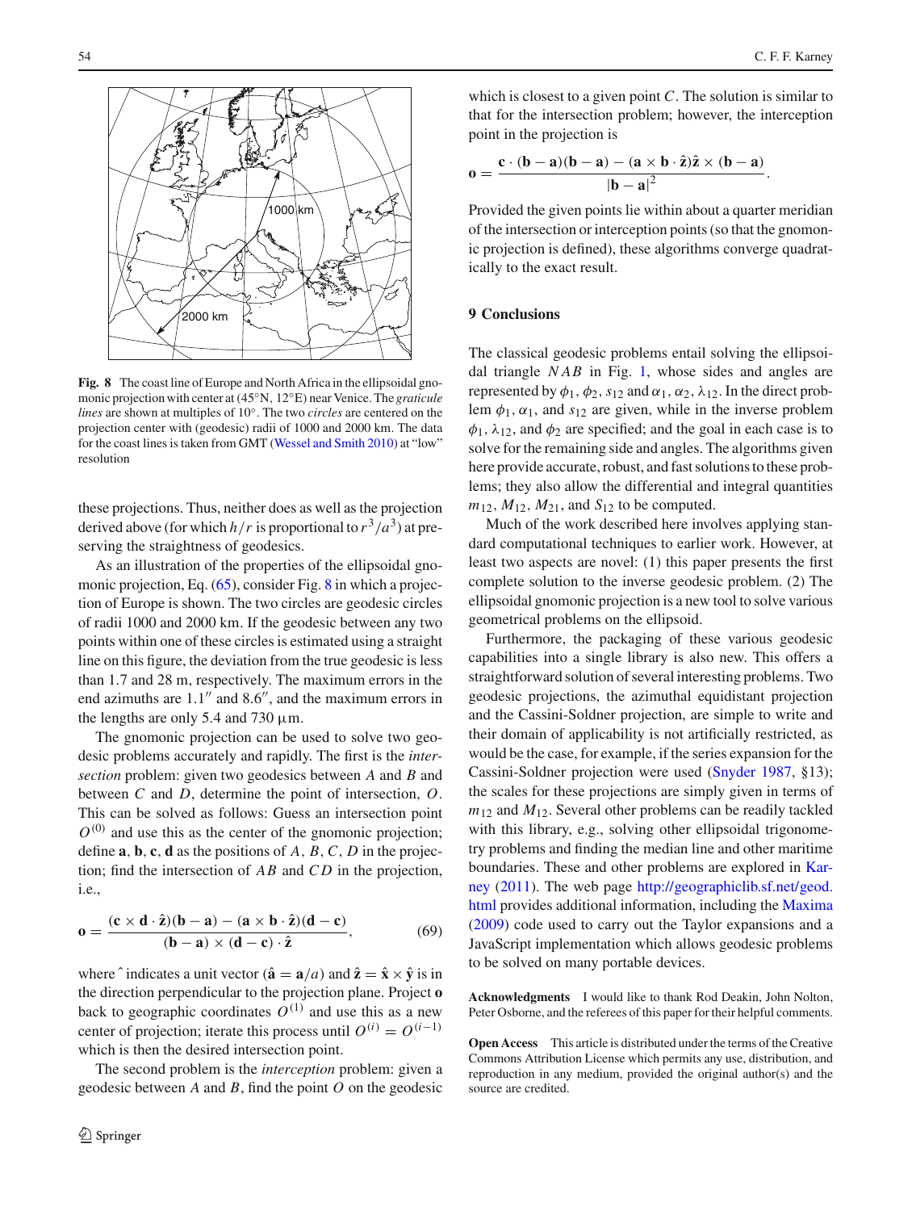Fig. 8 The coast line of Europe and North Africa in the ellipsoidal gnomonic projection with center at (45°N, 12°E) near Venice. The *graticule lines* are shown at multiples of 10°. The two *circles* are centered on the projection center with (geodesic) radii of 1000 and 2000 km. The data for the coast lines is taken from GMT (Wessel and Smith 2010) at "low" resolution

these projections. Thus, neither does as well as the projection derived above (for which $h/r$ is proportional to $r^3/a^3$) at preserving the straightness of the geodesics.

As an illustration of the properties of the ellipsoidal gnomonic projection, Eq. (65), consider Fig. 8 in which a projection of Europe is shown. The two circles are geodesic circles of radii 1000 and 2000 km. If the geodesic between any two points within one of these circles is estimated using a straight line on this figure, the deviation from the true geodesic is less than 1.7 and 28 m, respectively. The maximum errors in the end azimuths are 1.1″ and 8.6″, and the maximum errors in the lengths are only 5.4 and 730 μm.

The gnomonic projection can be used to solve two geodesic problems accurately and rapidly. The first is the *intersection* problem: given two geodesics between $A$ and $B$ and between $C$ and $D$, determine the point of intersection, $O$. This can be solved as follows: Guess an intersection point $O^{(0)}$ and use this as the center of the gnomonic projection; define $\mathbf{a}$, $\mathbf{b}$, $\mathbf{c}$, $\mathbf{d}$ as the positions of $A$, $B$, $C$, $D$ in the projection; find the intersection of $AB$ and $CD$ in the projection, i.e.,

$$\mathbf{o} = \frac{(\mathbf{c} \times \mathbf{d} \cdot \hat{\mathbf{z}})(\mathbf{b} - \mathbf{a}) - (\mathbf{a} \times \mathbf{b} \cdot \hat{\mathbf{z}})(\mathbf{d} - \mathbf{c})}{(\mathbf{b} - \mathbf{a}) \times (\mathbf{d} - \mathbf{c}) \cdot \hat{\mathbf{z}}}, \qquad (69)$$

where ˆ indicates a unit vector ($\hat{\mathbf{a}} = \mathbf{a}/a$) and $\hat{\mathbf{z}} = \hat{\mathbf{x}} \times \hat{\mathbf{y}}$ is in the direction perpendicular to the projection plane. Project $\mathbf{o}$ back to geographic coordinates $O^{(1)}$ and use this as a new center of projection; iterate this process until $O^{(i)} = O^{(i-1)}$ which is then the desired intersection point.

The second problem is the *interception* problem: given a geodesic between $A$ and $B$, find the point $O$ on the geodesic which is closest to a given point $C$. The solution is similar to that for the intersection problem; however, the interception point in the projection is

$$\mathbf{o} = \frac{\mathbf{c} \cdot (\mathbf{b} - \mathbf{a})(\mathbf{b} - \mathbf{a}) - (\mathbf{a} \times \mathbf{b} \cdot \hat{\mathbf{z}})\hat{\mathbf{z}} \times (\mathbf{b} - \mathbf{a})}{|\mathbf{b} - \mathbf{a}|^2}.$$

Provided the given points lie within about a quarter meridian of the intersection or interception points (so that the gnomonic projection is defined), these algorithms converge quadratically to the exact result.

## 9 Conclusions

The classical geodesic problems entail solving the ellipsoidal triangle $NAB$ in Fig. 1, whose sides and angles are represented by $\phi_1$, $\phi_2$, $s_{12}$ and $\alpha_1$, $\alpha_2$, $\lambda_{12}$. In the direct problem $\phi_1$, $\alpha_1$, and $s_{12}$ are given, while in the inverse problem $\phi_1$, $\lambda_{12}$, and $\phi_2$ are specified; and the goal in each case is to solve for the remaining side and angles. The algorithms given here provide accurate, robust, and fast solutions to these problems; they also allow the differential and integral quantities $m_{12}$, $M_{12}$, $M_{21}$, and $S_{12}$ to be computed.

Much of the work described here involves applying standard computational techniques to earlier work. However, at least two aspects are novel: (1) this paper presents the first complete solution to the inverse geodesic problem. (2) The ellipsoidal gnomonic projection is a new tool to solve various geometrical problems on the ellipsoid.

Furthermore, the packaging of these various geodesic capabilities into a single library is also new. This offers a straightforward solution of several interesting problems. Two geodesic projections, the azimuthal equidistant projection and the Cassini-Soldner projection, are simple to write and their domain of applicability is not artificially restricted, as would be the case, for example, if the series expansion for the Cassini-Soldner projection were used (Snyder 1987, §13); the scales for these projections are simply given in terms of $m_{12}$ and $M_{12}$. Several other problems can be readily tackled with this library, e.g., solving other ellipsoidal trigonometry problems and finding the median line and other maritime boundaries. These and other problems are explored in Karney (2011). The web page http://geographiclib.sf.net/geod.html provides additional information, including the Maxima (2009) code used to carry out the Taylor expansions and a JavaScript implementation which allows geodesic problems to be solved on many portable devices.

**Acknowledgments** I would like to thank Rod Deakin, John Nolton, Peter Osborne, and the referees of this paper for their helpful comments.

**Open Access** This article is distributed under the terms of the Creative Commons Attribution License which permits any use, distribution, and reproduction in any medium, provided the original author(s) and the source are credited.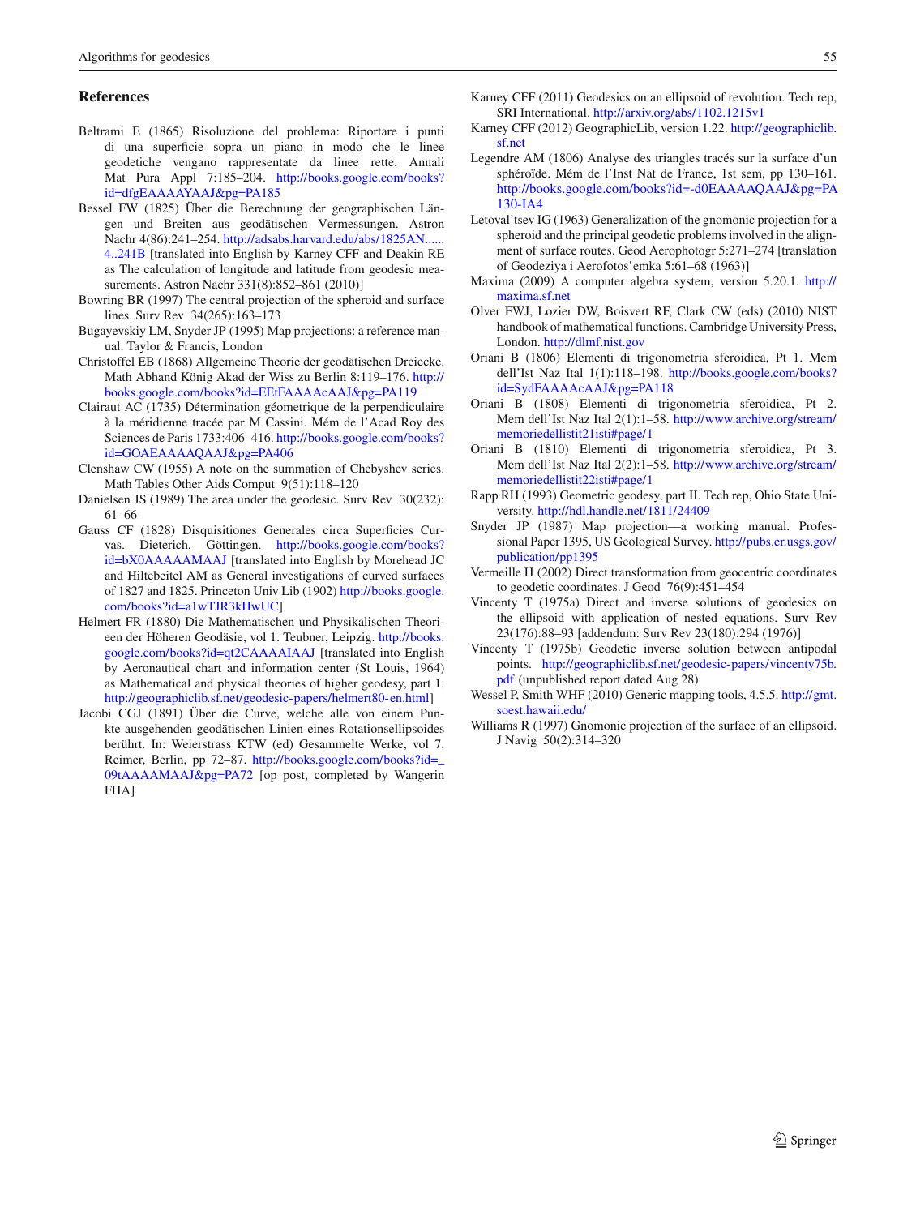## References

Beltrami E (1865) Risoluzione del problema: Riportare i punti di una superficie sopra un piano in modo che le linee geodetiche vengano rappresentate da linee rette. Annali Mat Pura Appl 7:185–204. http://books.google.com/books?id=dfgEAAAAYAAJ&pg=PA185

Bessel FW (1825) Über die Berechnung der geographischen Längen und Breiten aus geodätischen Vermessungen. Astron Nachr 4(86):241–254. http://adsabs.harvard.edu/abs/1825AN......4..241B [translated into English by Karney CFF and Deakin RE as The calculation of longitude and latitude from geodesic measurements. Astron Nachr 331(8):852–861 (2010)]

Bowring BR (1997) The central projection of the spheroid and surface lines. Surv Rev 34(265):163–173

Bugayevskiy LM, Snyder JP (1995) Map projections: a reference manual. Taylor & Francis, London

Christoffel EB (1868) Allgemeine Theorie der geodätischen Dreiecke. Math Abhand König Akad der Wiss zu Berlin 8:119–176. http://books.google.com/books?id=EEtFAAAAcAAJ&pg=PA119

Clairaut AC (1735) Détermination géometrique de la perpendiculaire à la méridienne tracée par M Cassini. Mém de l'Acad Roy des Sciences de Paris 1733:406–416. http://books.google.com/books?id=GOAEAAAAQAAJ&pg=PA406

Clenshaw CW (1955) A note on the summation of Chebyshev series. Math Tables Other Aids Comput 9(51):118–120

Danielsen JS (1989) The area under the geodesic. Surv Rev 30(232):61–66

Gauss CF (1828) Disquisitiones Generales circa Superficies Curvas. Dieterich, Göttingen. http://books.google.com/books?id=bX0AAAAAMAAJ [translated into English by Morehead JC and Hiltebeitel AM as General investigations of curved surfaces of 1827 and 1825. Princeton Univ Lib (1902) http://books.google.com/books?id=a1wTJR3kHwUC]

Helmert FR (1880) Die Mathematischen und Physikalischen Theorieen der Höheren Geodäsie, vol 1. Teubner, Leipzig. http://books.google.com/books?id=qt2CAAAAIAAJ [translated into English by Aeronautical chart and information center (St Louis, 1964) as Mathematical and physical theories of higher geodesy, part 1. http://geographiclib.sf.net/geodesic-papers/helmert80-en.html]

Jacobi CGJ (1891) Über die Curve, welche alle von einem Punkte ausgehenden geodätischen Linien eines Rotationsellipsoides berührt. In: Weierstrass KTW (ed) Gesammelte Werke, vol 7. Reimer, Berlin, pp 72–87. http://books.google.com/books?id=_09tAAAAMAAJ&pg=PA72 [op post, completed by Wangerin FHA]

Karney CFF (2011) Geodesics on an ellipsoid of revolution. Tech rep, SRI International. http://arxiv.org/abs/1102.1215v1

Karney CFF (2012) GeographicLib, version 1.22. http://geographiclib.sf.net

Legendre AM (1806) Analyse des triangles tracés sur la surface d'un sphéroïde. Mém de l'Inst Nat de France, 1st sem, pp 130–161. http://books.google.com/books?id=-d0EAAAAQAAJ&pg=PA130-IA4

Letoval'tsev IG (1963) Generalization of the gnomonic projection for a spheroid and the principal geodetic problems involved in the alignment of surface routes. Geod Aerophotogr 5:271–274 [translation of Geodeziya i Aerofotos'emka 5:61–68 (1963)]

Maxima (2009) A computer algebra system, version 5.20.1. http://maxima.sf.net

Olver FWJ, Lozier DW, Boisvert RF, Clark CW (eds) (2010) NIST handbook of mathematical functions. Cambridge University Press, London. http://dlmf.nist.gov

Oriani B (1806) Elementi di trigonometria sferoidica, Pt 1. Mem dell'Ist Naz Ital 1(1):118–198. http://books.google.com/books?id=SydFAAAAcAAJ&pg=PA118

Oriani B (1808) Elementi di trigonometria sferoidica, Pt 2. Mem dell'Ist Naz Ital 2(1):1–58. http://www.archive.org/stream/memoriedellistit21isti#page/1

Oriani B (1810) Elementi di trigonometria sferoidica, Pt 3. Mem dell'Ist Naz Ital 2(2):1–58. http://www.archive.org/stream/memoriedellistit22isti#page/1

Rapp RH (1993) Geometric geodesy, part II. Tech rep, Ohio State University. http://hdl.handle.net/1811/24409

Snyder JP (1987) Map projection—a working manual. Professional Paper 1395, US Geological Survey. http://pubs.er.usgs.gov/publication/pp1395

Vermeille H (2002) Direct transformation from geocentric coordinates to geodetic coordinates. J Geod 76(9):451–454

Vincenty T (1975a) Direct and inverse solutions of geodesics on the ellipsoid with application of nested equations. Surv Rev 23(176):88–93 [addendum: Surv Rev 23(180):294 (1976)]

Vincenty T (1975b) Geodetic inverse solution between antipodal points. http://geographiclib.sf.net/geodesic-papers/vincenty75b.pdf (unpublished report dated Aug 28)

Wessel P, Smith WHF (2010) Generic mapping tools, 4.5.5. http://gmt.soest.hawaii.edu/

Williams R (1997) Gnomonic projection of the surface of an ellipsoid. J Navig 50(2):314–320